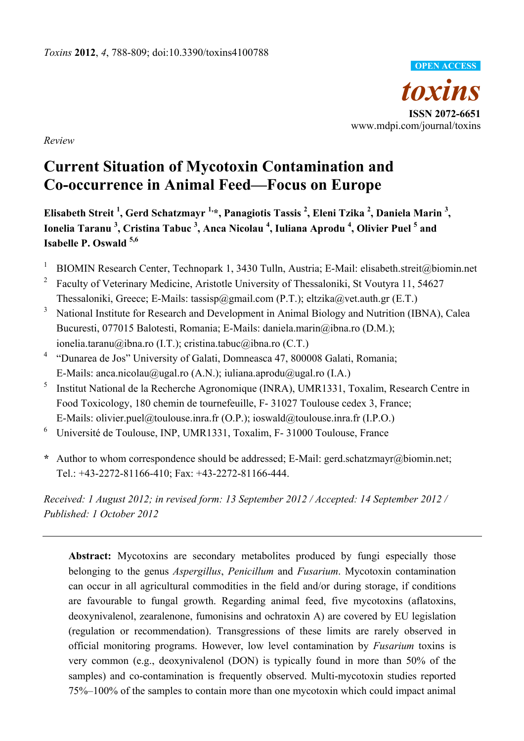*Toxins* **2012**, *4*, 788-809; doi:10.3390/toxins4100788

OPEN ACCESS

*toxins*

**ISSN 2072-6651**

www.mdpi.com/journal/toxins

*Review*

# Current Situation of Mycotoxin Contamination and Co-occurrence in Animal Feed—Focus on Europe

**Elisabeth Streit [1], Gerd Schatzmayr [1,*], Panagiotis Tassis [2], Eleni Tzika [2], Daniela Marin [3], Ionelia Taranu [3], Cristina Tabuc [3], Anca Nicolau [4], Iuliana Aprodu [4], Olivier Puel [5] and Isabelle P. Oswald [5,6]**

[1] BIOMIN Research Center, Technopark 1, 3430 Tulln, Austria; E-Mail: elisabeth.streit@biomin.net

[2] Faculty of Veterinary Medicine, Aristotle University of Thessaloniki, St Voutyra 11, 54627 Thessaloniki, Greece; E-Mails: tassisp@gmail.com (P.T.); eltzika@vet.auth.gr (E.T.)

[3] National Institute for Research and Development in Animal Biology and Nutrition (IBNA), Calea Bucuresti, 077015 Balotesti, Romania; E-Mails: daniela.marin@ibna.ro (D.M.); ionelia.taranu@ibna.ro (I.T.); cristina.tabuc@ibna.ro (C.T.)

[4] "Dunarea de Jos" University of Galati, Domneasca 47, 800008 Galati, Romania; E-Mails: anca.nicolau@ugal.ro (A.N.); iuliana.aprodu@ugal.ro (I.A.)

[5] Institut National de la Recherche Agronomique (INRA), UMR1331, Toxalim, Research Centre in Food Toxicology, 180 chemin de tournefeuille, F- 31027 Toulouse cedex 3, France; E-Mails: olivier.puel@toulouse.inra.fr (O.P.); ioswald@toulouse.inra.fr (I.P.O.)

[6] Université de Toulouse, INP, UMR1331, Toxalim, F- 31000 Toulouse, France

**\*** Author to whom correspondence should be addressed; E-Mail: gerd.schatzmayr@biomin.net; Tel.: +43-2272-81166-410; Fax: +43-2272-81166-444.

*Received: 1 August 2012; in revised form: 13 September 2012 / Accepted: 14 September 2012 / Published: 1 October 2012*

---

**Abstract:** Mycotoxins are secondary metabolites produced by fungi especially those belonging to the genus *Aspergillus*, *Penicillum* and *Fusarium*. Mycotoxin contamination can occur in all agricultural commodities in the field and/or during storage, if conditions are favourable to fungal growth. Regarding animal feed, five mycotoxins (aflatoxins, deoxynivalenol, zearalenone, fumonisins and ochratoxin A) are covered by EU legislation (regulation or recommendation). Transgressions of these limits are rarely observed in official monitoring programs. However, low level contamination by *Fusarium* toxins is very common (e.g., deoxynivalenol (DON) is typically found in more than 50% of the samples) and co-contamination is frequently observed. Multi-mycotoxin studies reported 75%–100% of the samples to contain more than one mycotoxin which could impact animal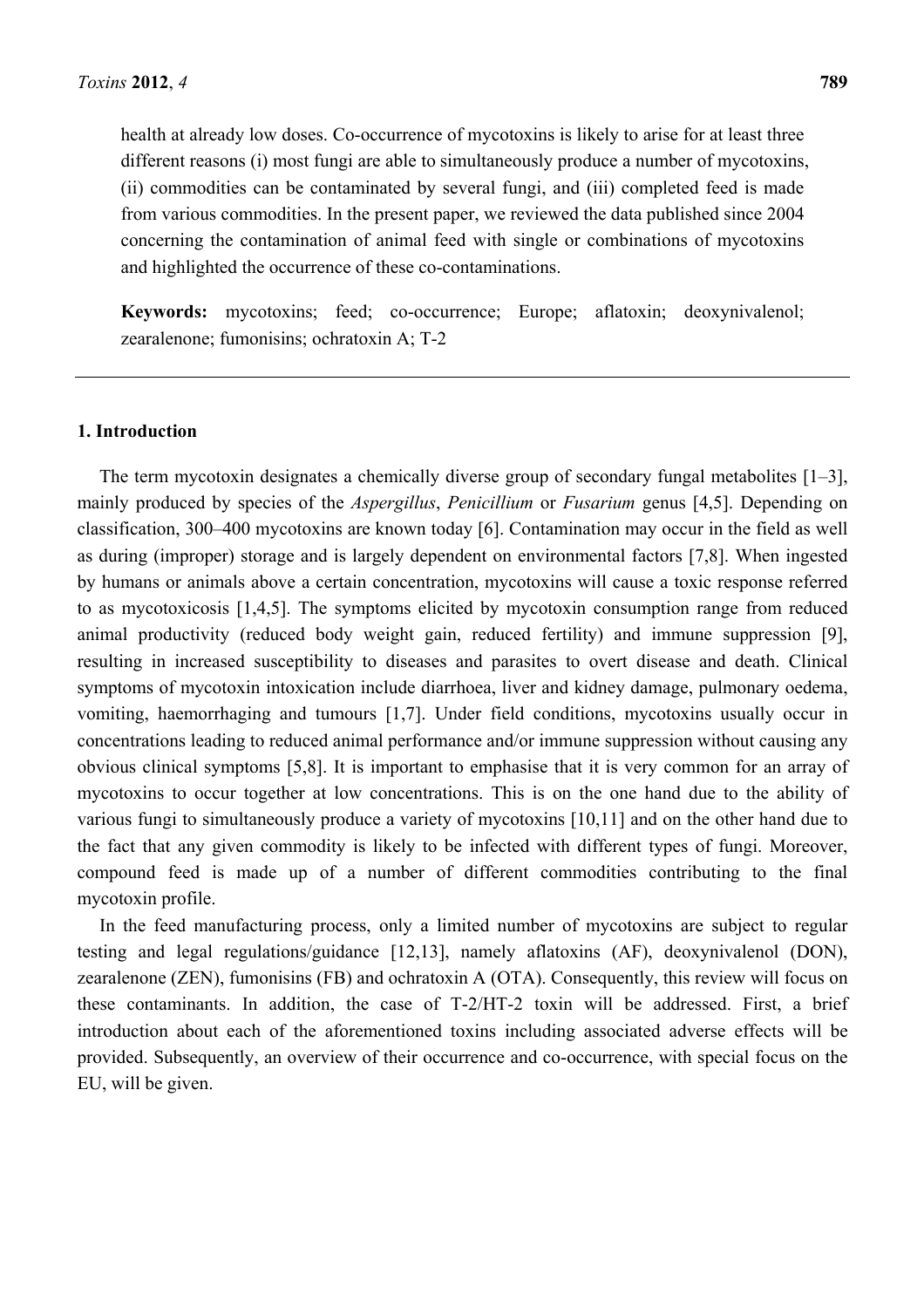health at already low doses. Co-occurrence of mycotoxins is likely to arise for at least three different reasons (i) most fungi are able to simultaneously produce a number of mycotoxins, (ii) commodities can be contaminated by several fungi, and (iii) completed feed is made from various commodities. In the present paper, we reviewed the data published since 2004 concerning the contamination of animal feed with single or combinations of mycotoxins and highlighted the occurrence of these co-contaminations.

**Keywords:** mycotoxins; feed; co-occurrence; Europe; aflatoxin; deoxynivalenol; zearalenone; fumonisins; ochratoxin A; T-2

## 1. Introduction

The term mycotoxin designates a chemically diverse group of secondary fungal metabolites [1–3], mainly produced by species of the *Aspergillus*, *Penicillium* or *Fusarium* genus [4,5]. Depending on classification, 300–400 mycotoxins are known today [6]. Contamination may occur in the field as well as during (improper) storage and is largely dependent on environmental factors [7,8]. When ingested by humans or animals above a certain concentration, mycotoxins will cause a toxic response referred to as mycotoxicosis [1,4,5]. The symptoms elicited by mycotoxin consumption range from reduced animal productivity (reduced body weight gain, reduced fertility) and immune suppression [9], resulting in increased susceptibility to diseases and parasites to overt disease and death. Clinical symptoms of mycotoxin intoxication include diarrhoea, liver and kidney damage, pulmonary oedema, vomiting, haemorrhaging and tumours [1,7]. Under field conditions, mycotoxins usually occur in concentrations leading to reduced animal performance and/or immune suppression without causing any obvious clinical symptoms [5,8]. It is important to emphasise that it is very common for an array of mycotoxins to occur together at low concentrations. This is on the one hand due to the ability of various fungi to simultaneously produce a variety of mycotoxins [10,11] and on the other hand due to the fact that any given commodity is likely to be infected with different types of fungi. Moreover, compound feed is made up of a number of different commodities contributing to the final mycotoxin profile.

In the feed manufacturing process, only a limited number of mycotoxins are subject to regular testing and legal regulations/guidance [12,13], namely aflatoxins (AF), deoxynivalenol (DON), zearalenone (ZEN), fumonisins (FB) and ochratoxin A (OTA). Consequently, this review will focus on these contaminants. In addition, the case of T-2/HT-2 toxin will be addressed. First, a brief introduction about each of the aforementioned toxins including associated adverse effects will be provided. Subsequently, an overview of their occurrence and co-occurrence, with special focus on the EU, will be given.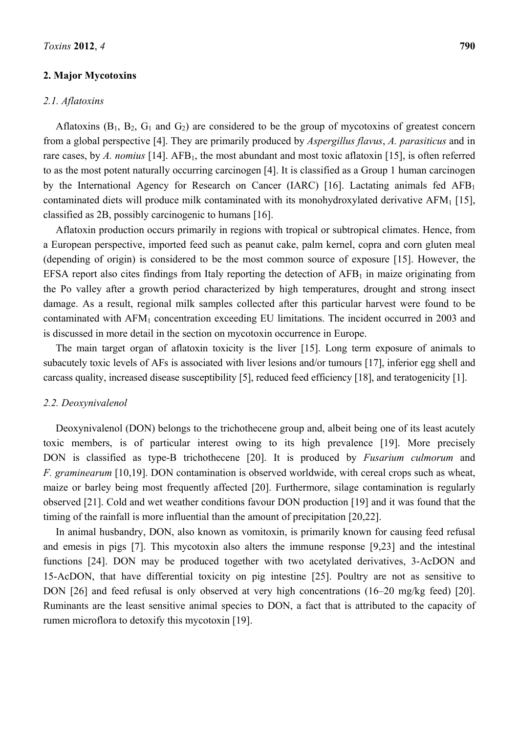## 2. Major Mycotoxins

### 2.1. Aflatoxins

Aflatoxins ($B_1$, $B_2$, $G_1$ and $G_2$) are considered to be the group of mycotoxins of greatest concern from a global perspective [4]. They are primarily produced by *Aspergillus flavus*, *A. parasiticus* and in rare cases, by *A. nomius* [14]. $AFB_1$, the most abundant and most toxic aflatoxin [15], is often referred to as the most potent naturally occurring carcinogen [4]. It is classified as a Group 1 human carcinogen by the International Agency for Research on Cancer (IARC) [16]. Lactating animals fed $AFB_1$ contaminated diets will produce milk contaminated with its monohydroxylated derivative $AFM_1$ [15], classified as 2B, possibly carcinogenic to humans [16].

Aflatoxin production occurs primarily in regions with tropical or subtropical climates. Hence, from a European perspective, imported feed such as peanut cake, palm kernel, copra and corn gluten meal (depending of origin) is considered to be the most common source of exposure [15]. However, the EFSA report also cites findings from Italy reporting the detection of $AFB_1$ in maize originating from the Po valley after a growth period characterized by high temperatures, drought and strong insect damage. As a result, regional milk samples collected after this particular harvest were found to be contaminated with $AFM_1$ concentration exceeding EU limitations. The incident occurred in 2003 and is discussed in more detail in the section on mycotoxin occurrence in Europe.

The main target organ of aflatoxin toxicity is the liver [15]. Long term exposure of animals to subacutely toxic levels of AFs is associated with liver lesions and/or tumours [17], inferior egg shell and carcass quality, increased disease susceptibility [5], reduced feed efficiency [18], and teratogenicity [1].

### 2.2. Deoxynivalenol

Deoxynivalenol (DON) belongs to the trichothecene group and, albeit being one of its least acutely toxic members, is of particular interest owing to its high prevalence [19]. More precisely DON is classified as type-B trichothecene [20]. It is produced by *Fusarium culmorum* and *F. graminearum* [10,19]. DON contamination is observed worldwide, with cereal crops such as wheat, maize or barley being most frequently affected [20]. Furthermore, silage contamination is regularly observed [21]. Cold and wet weather conditions favour DON production [19] and it was found that the timing of the rainfall is more influential than the amount of precipitation [20,22].

In animal husbandry, DON, also known as vomitoxin, is primarily known for causing feed refusal and emesis in pigs [7]. This mycotoxin also alters the immune response [9,23] and the intestinal functions [24]. DON may be produced together with two acetylated derivatives, 3-AcDON and 15-AcDON, that have differential toxicity on pig intestine [25]. Poultry are not as sensitive to DON [26] and feed refusal is only observed at very high concentrations (16–20 mg/kg feed) [20]. Ruminants are the least sensitive animal species to DON, a fact that is attributed to the capacity of rumen microflora to detoxify this mycotoxin [19].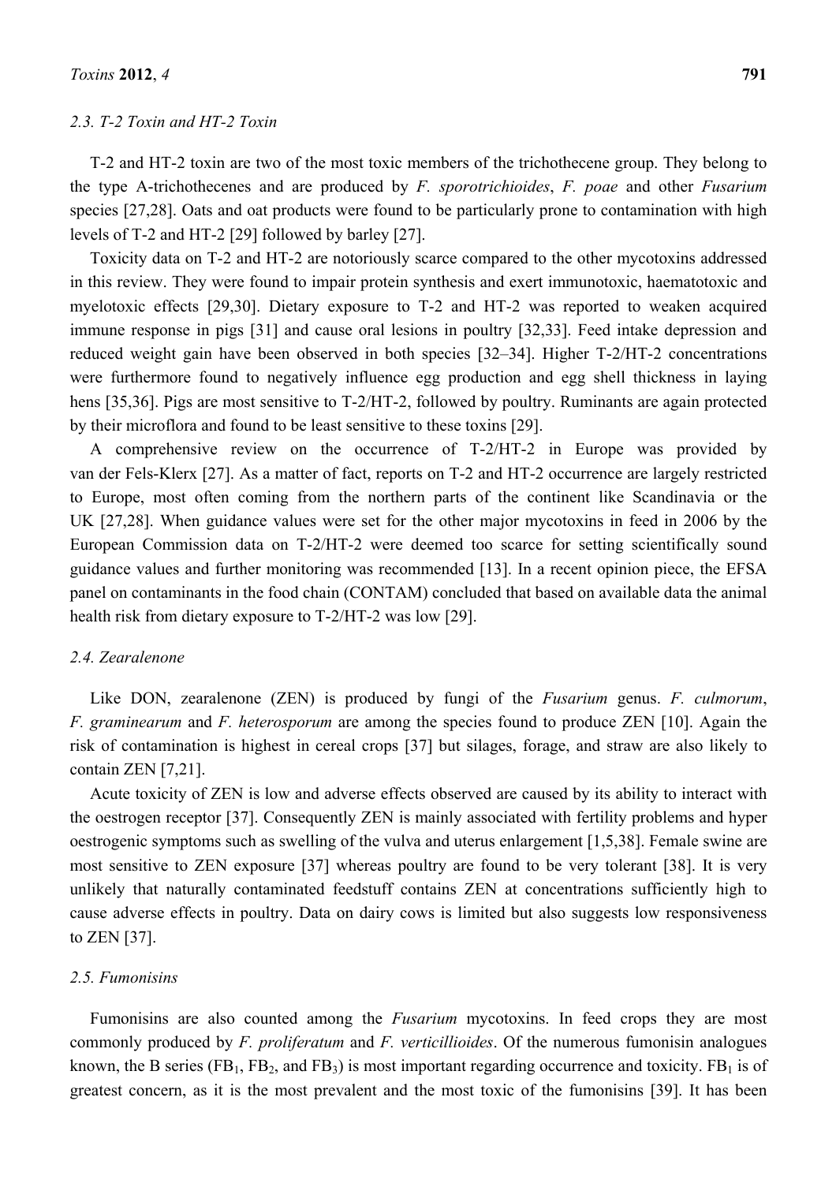### 2.3. T-2 Toxin and HT-2 Toxin

T-2 and HT-2 toxin are two of the most toxic members of the trichothecene group. They belong to the type A-trichothecenes and are produced by *F. sporotrichioides*, *F. poae* and other *Fusarium* species [27,28]. Oats and oat products were found to be particularly prone to contamination with high levels of T-2 and HT-2 [29] followed by barley [27].

Toxicity data on T-2 and HT-2 are notoriously scarce compared to the other mycotoxins addressed in this review. They were found to impair protein synthesis and exert immunotoxic, haematotoxic and myelotoxic effects [29,30]. Dietary exposure to T-2 and HT-2 was reported to weaken acquired immune response in pigs [31] and cause oral lesions in poultry [32,33]. Feed intake depression and reduced weight gain have been observed in both species [32–34]. Higher T-2/HT-2 concentrations were furthermore found to negatively influence egg production and egg shell thickness in laying hens [35,36]. Pigs are most sensitive to T-2/HT-2, followed by poultry. Ruminants are again protected by their microflora and found to be least sensitive to these toxins [29].

A comprehensive review on the occurrence of T-2/HT-2 in Europe was provided by van der Fels-Klerx [27]. As a matter of fact, reports on T-2 and HT-2 occurrence are largely restricted to Europe, most often coming from the northern parts of the continent like Scandinavia or the UK [27,28]. When guidance values were set for the other major mycotoxins in feed in 2006 by the European Commission data on T-2/HT-2 were deemed too scarce for setting scientifically sound guidance values and further monitoring was recommended [13]. In a recent opinion piece, the EFSA panel on contaminants in the food chain (CONTAM) concluded that based on available data the animal health risk from dietary exposure to T-2/HT-2 was low [29].

### 2.4. Zearalenone

Like DON, zearalenone (ZEN) is produced by fungi of the *Fusarium* genus. *F. culmorum*, *F. graminearum* and *F. heterosporum* are among the species found to produce ZEN [10]. Again the risk of contamination is highest in cereal crops [37] but silages, forage, and straw are also likely to contain ZEN [7,21].

Acute toxicity of ZEN is low and adverse effects observed are caused by its ability to interact with the oestrogen receptor [37]. Consequently ZEN is mainly associated with fertility problems and hyper oestrogenic symptoms such as swelling of the vulva and uterus enlargement [1,5,38]. Female swine are most sensitive to ZEN exposure [37] whereas poultry are found to be very tolerant [38]. It is very unlikely that naturally contaminated feedstuff contains ZEN at concentrations sufficiently high to cause adverse effects in poultry. Data on dairy cows is limited but also suggests low responsiveness to ZEN [37].

### 2.5. Fumonisins

Fumonisins are also counted among the *Fusarium* mycotoxins. In feed crops they are most commonly produced by *F. proliferatum* and *F. verticillioides*. Of the numerous fumonisin analogues known, the B series ($FB_1$, $FB_2$, and $FB_3$) is most important regarding occurrence and toxicity. $FB_1$ is of greatest concern, as it is the most prevalent and the most toxic of the fumonisins [39]. It has been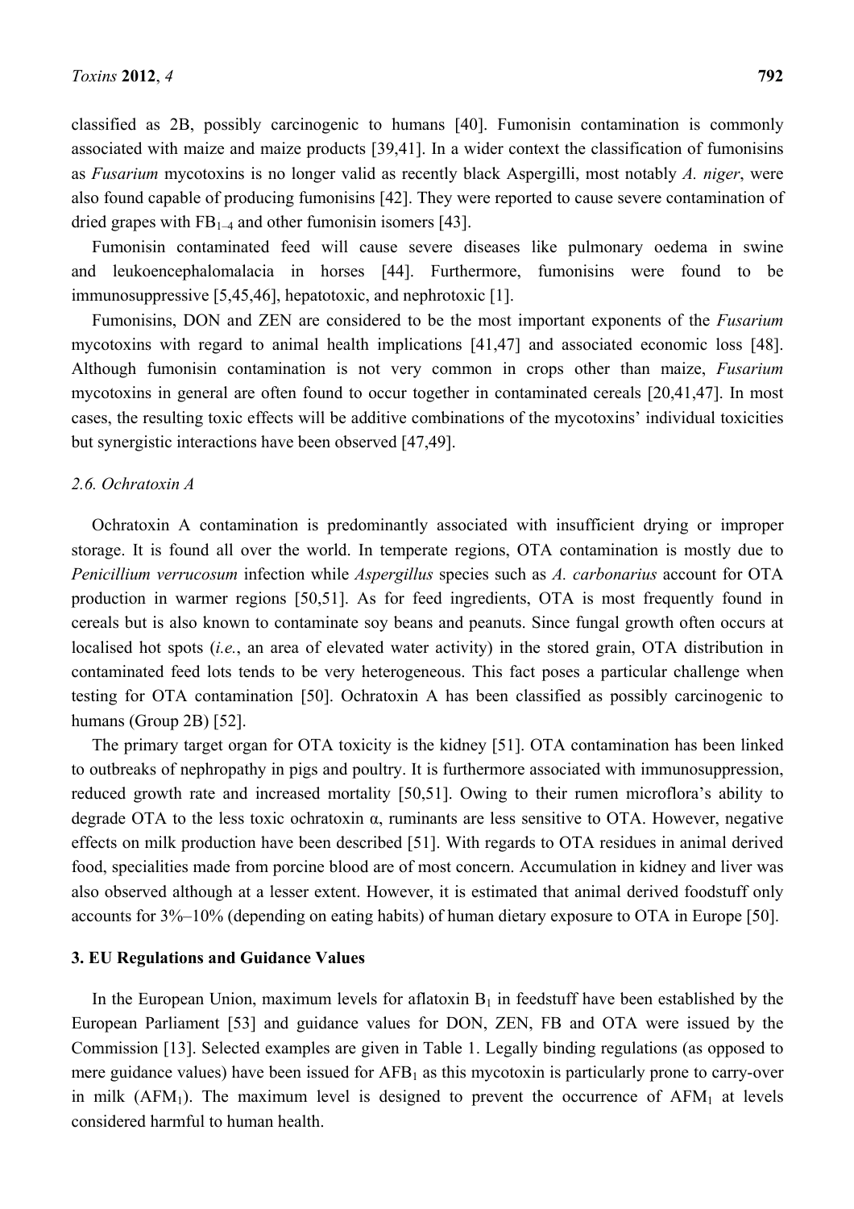classified as 2B, possibly carcinogenic to humans [40]. Fumonisin contamination is commonly associated with maize and maize products [39,41]. In a wider context the classification of fumonisins as *Fusarium* mycotoxins is no longer valid as recently black Aspergilli, most notably *A. niger*, were also found capable of producing fumonisins [42]. They were reported to cause severe contamination of dried grapes with $FB_{1–4}$ and other fumonisin isomers [43].

Fumonisin contaminated feed will cause severe diseases like pulmonary oedema in swine and leukoencephalomalacia in horses [44]. Furthermore, fumonisins were found to be immunosuppressive [5,45,46], hepatotoxic, and nephrotoxic [1].

Fumonisins, DON and ZEN are considered to be the most important exponents of the *Fusarium* mycotoxins with regard to animal health implications [41,47] and associated economic loss [48]. Although fumonisin contamination is not very common in crops other than maize, *Fusarium* mycotoxins in general are often found to occur together in contaminated cereals [20,41,47]. In most cases, the resulting toxic effects will be additive combinations of the mycotoxins' individual toxicities but synergistic interactions have been observed [47,49].

### *2.6. Ochratoxin A*

Ochratoxin A contamination is predominantly associated with insufficient drying or improper storage. It is found all over the world. In temperate regions, OTA contamination is mostly due to *Penicillium verrucosum* infection while *Aspergillus* species such as *A. carbonarius* account for OTA production in warmer regions [50,51]. As for feed ingredients, OTA is most frequently found in cereals but is also known to contaminate soy beans and peanuts. Since fungal growth often occurs at localised hot spots (*i.e.*, an area of elevated water activity) in the stored grain, OTA distribution in contaminated feed lots tends to be very heterogeneous. This fact poses a particular challenge when testing for OTA contamination [50]. Ochratoxin A has been classified as possibly carcinogenic to humans (Group 2B) [52].

The primary target organ for OTA toxicity is the kidney [51]. OTA contamination has been linked to outbreaks of nephropathy in pigs and poultry. It is furthermore associated with immunosuppression, reduced growth rate and increased mortality [50,51]. Owing to their rumen microflora's ability to degrade OTA to the less toxic ochratoxin α, ruminants are less sensitive to OTA. However, negative effects on milk production have been described [51]. With regards to OTA residues in animal derived food, specialities made from porcine blood are of most concern. Accumulation in kidney and liver was also observed although at a lesser extent. However, it is estimated that animal derived foodstuff only accounts for 3%–10% (depending on eating habits) of human dietary exposure to OTA in Europe [50].

## 3. EU Regulations and Guidance Values

In the European Union, maximum levels for aflatoxin $B_1$ in feedstuff have been established by the European Parliament [53] and guidance values for DON, ZEN, FB and OTA were issued by the Commission [13]. Selected examples are given in Table 1. Legally binding regulations (as opposed to mere guidance values) have been issued for $AFB_1$ as this mycotoxin is particularly prone to carry-over in milk ($AFM_1$). The maximum level is designed to prevent the occurrence of $AFM_1$ at levels considered harmful to human health.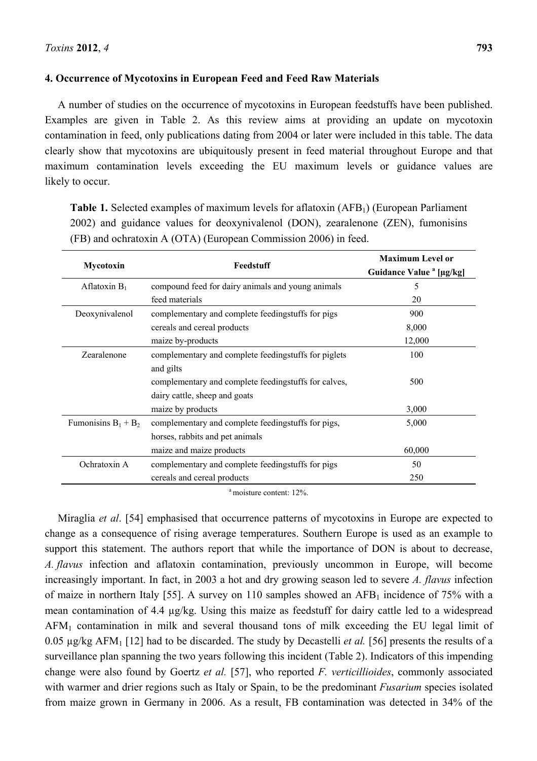## 4. Occurrence of Mycotoxins in European Feed and Feed Raw Materials

A number of studies on the occurrence of mycotoxins in European feedstuffs have been published. Examples are given in Table 2. As this review aims at providing an update on mycotoxin contamination in feed, only publications dating from 2004 or later were included in this table. The data clearly show that mycotoxins are ubiquitously present in feed material throughout Europe and that maximum contamination levels exceeding the EU maximum levels or guidance values are likely to occur.

**Table 1.** Selected examples of maximum levels for aflatoxin ($AFB_1$) (European Parliament 2002) and guidance values for deoxynivalenol (DON), zearalenone (ZEN), fumonisins (FB) and ochratoxin A (OTA) (European Commission 2006) in feed.

| Mycotoxin | Feedstuff | Maximum Level or Guidance Value [a] [µg/kg] |
|---|---|---|
| Aflatoxin $B_1$ | compound feed for dairy animals and young animals | 5 |
| | feed materials | 20 |
| Deoxynivalenol | complementary and complete feedingstuffs for pigs | 900 |
| | cereals and cereal products | 8,000 |
| | maize by-products | 12,000 |
| Zearalenone | complementary and complete feedingstuffs for piglets and gilts | 100 |
| | complementary and complete feedingstuffs for calves, dairy cattle, sheep and goats | 500 |
| | maize by products | 3,000 |
| Fumonisins $B_1 + B_2$ | complementary and complete feedingstuffs for pigs, horses, rabbits and pet animals | 5,000 |
| | maize and maize products | 60,000 |
| Ochratoxin A | complementary and complete feedingstuffs for pigs | 50 |
| | cereals and cereal products | 250 |

[a] moisture content: 12%.

Miraglia *et al*. [54] emphasised that occurrence patterns of mycotoxins in Europe are expected to change as a consequence of rising average temperatures. Southern Europe is used as an example to support this statement. The authors report that while the importance of DON is about to decrease, *A. flavus* infection and aflatoxin contamination, previously uncommon in Europe, will become increasingly important. In fact, in 2003 a hot and dry growing season led to severe *A. flavus* infection of maize in northern Italy [55]. A survey on 110 samples showed an $AFB_1$ incidence of 75% with a mean contamination of 4.4 µg/kg. Using this maize as feedstuff for dairy cattle led to a widespread $AFM_1$ contamination in milk and several thousand tons of milk exceeding the EU legal limit of 0.05 µg/kg $AFM_1$ [12] had to be discarded. The study by Decastelli *et al.* [56] presents the results of a surveillance plan spanning the two years following this incident (Table 2). Indicators of this impending change were also found by Goertz *et al.* [57], who reported *F. verticillioides*, commonly associated with warmer and drier regions such as Italy or Spain, to be the predominant *Fusarium* species isolated from maize grown in Germany in 2006. As a result, FB contamination was detected in 34% of the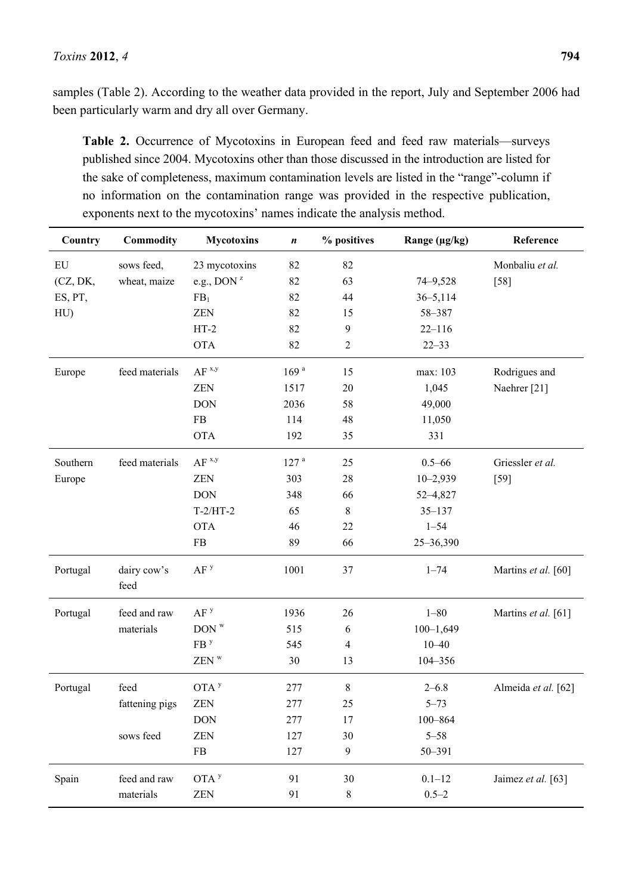samples (Table 2). According to the weather data provided in the report, July and September 2006 had been particularly warm and dry all over Germany.

**Table 2.** Occurrence of Mycotoxins in European feed and feed raw materials—surveys published since 2004. Mycotoxins other than those discussed in the introduction are listed for the sake of completeness, maximum contamination levels are listed in the "range"-column if no information on the contamination range was provided in the respective publication, exponents next to the mycotoxins' names indicate the analysis method.

| Country | Commodity | Mycotoxins | *n* | % positives | Range (µg/kg) | Reference |
|---|---|---|---|---|---|---|
| EU (CZ, DK, ES, PT, HU) | sows feed, wheat, maize | 23 mycotoxins | 82 | 82 | | Monbaliu *et al.* [58] |
| | | e.g., DON [z] | 82 | 63 | 74–9,528 | |
| | | $FB_1$ | 82 | 44 | 36–5,114 | |
| | | ZEN | 82 | 15 | 58–387 | |
| | | HT-2 | 82 | 9 | 22–116 | |
| | | OTA | 82 | 2 | 22–33 | |
| Europe | feed materials | AF [x,y] | 169 [a] | 15 | max: 103 | Rodrigues and Naehrer [21] |
| | | ZEN | 1517 | 20 | 1,045 | |
| | | DON | 2036 | 58 | 49,000 | |
| | | FB | 114 | 48 | 11,050 | |
| | | OTA | 192 | 35 | 331 | |
| Southern Europe | feed materials | AF [x,y] | 127 [a] | 25 | 0.5–66 | Griessler *et al.* [59] |
| | | ZEN | 303 | 28 | 10–2,939 | |
| | | DON | 348 | 66 | 52–4,827 | |
| | | T-2/HT-2 | 65 | 8 | 35–137 | |
| | | OTA | 46 | 22 | 1–54 | |
| | | FB | 89 | 66 | 25–36,390 | |
| Portugal | dairy cow's feed | AF [y] | 1001 | 37 | 1–74 | Martins *et al.* [60] |
| Portugal | feed and raw materials | AF [y] | 1936 | 26 | 1–80 | Martins *et al.* [61] |
| | | DON [w] | 515 | 6 | 100–1,649 | |
| | | FB [y] | 545 | 4 | 10–40 | |
| | | ZEN [w] | 30 | 13 | 104–356 | |
| Portugal | feed fattening pigs | OTA [y] | 277 | 8 | 2–6.8 | Almeida *et al.* [62] |
| | | ZEN | 277 | 25 | 5–73 | |
| | | DON | 277 | 17 | 100–864 | |
| | sows feed | ZEN | 127 | 30 | 5–58 | |
| | | FB | 127 | 9 | 50–391 | |
| Spain | feed and raw materials | OTA [y] | 91 | 30 | 0.1–12 | Jaimez *et al.* [63] |
| | | ZEN | 91 | 8 | 0.5–2 | |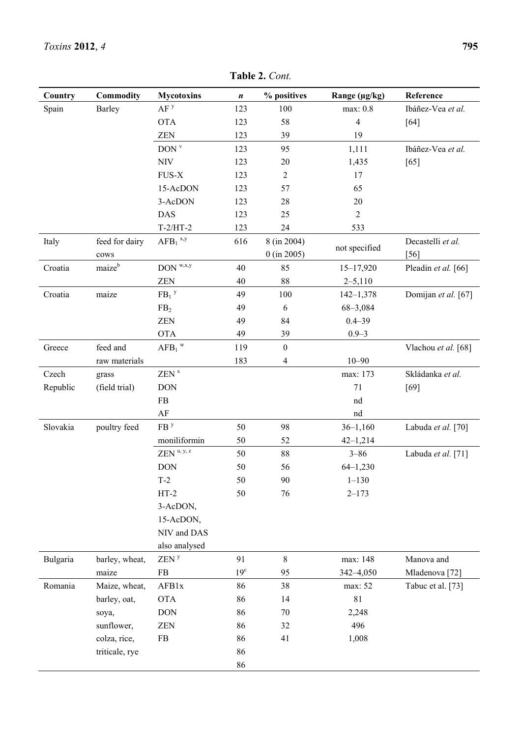**Table 2.** *Cont.*

| Country | Commodity | Mycotoxins | *n* | % positives | Range (µg/kg) | Reference |
|---|---|---|---|---|---|---|
| Spain | Barley | AF [y] | 123 | 100 | max: 0.8 | Ibáñez-Vea *et al.* [64] |
| | | OTA | 123 | 58 | 4 | |
| | | ZEN | 123 | 39 | 19 | |
| | | DON [v] | 123 | 95 | 1,111 | Ibáñez-Vea *et al.* [65] |
| | | NIV | 123 | 20 | 1,435 | |
| | | FUS-X | 123 | 2 | 17 | |
| | | 15-AcDON | 123 | 57 | 65 | |
| | | 3-AcDON | 123 | 28 | 20 | |
| | | DAS | 123 | 25 | 2 | |
| | | T-2/HT-2 | 123 | 24 | 533 | |
| Italy | feed for dairy cows | $AFB_1$ [x,y] | 616 | 8 (in 2004) 0 (in 2005) | not specified | Decastelli *et al.* [56] |
| Croatia | maize[b] | DON [w,x,y] | 40 | 85 | 15–17,920 | Pleadin *et al.* [66] |
| | | ZEN | 40 | 88 | 2–5,110 | |
| Croatia | maize | $FB_1$ [y] | 49 | 100 | 142–1,378 | Domijan *et al.* [67] |
| | | $FB_2$ | 49 | 6 | 68–3,084 | |
| | | ZEN | 49 | 84 | 0.4–39 | |
| | | OTA | 49 | 39 | 0.9–3 | |
| Greece | feed and raw materials | $AFB_1$ [w] | 119 | 0 | | Vlachou *et al.* [68] |
| | | | 183 | 4 | 10–90 | |
| Czech Republic | grass (field trial) | ZEN [x] | | | max: 173 | Skládanka *et al.* [69] |
| | | DON | | | 71 | |
| | | FB | | | nd | |
| | | AF | | | nd | |
| Slovakia | poultry feed | FB [y] | 50 | 98 | 36–1,160 | Labuda *et al.* [70] |
| | | moniliformin | 50 | 52 | 42–1,214 | |
| | | ZEN [u, y, z] | 50 | 88 | 3–86 | Labuda *et al.* [71] |
| | | DON | 50 | 56 | 64–1,230 | |
| | | T-2 | 50 | 90 | 1–130 | |
| | | HT-2 | 50 | 76 | 2–173 | |
| | | 3-AcDON, 15-AcDON, NIV and DAS also analysed | | | | |
| Bulgaria | barley, wheat, maize | ZEN [y] | 91 | 8 | max: 148 | Manova and Mladenova [72] |
| | | FB | 19[c] | 95 | 342–4,050 | |
| Romania | Maize, wheat, barley, oat, soya, sunflower, colza, rice, triticale, rye | AFB1x | 86 | 38 | max: 52 | Tabuc et al. [73] |
| | | OTA | 86 | 14 | 81 | |
| | | DON | 86 | 70 | 2,248 | |
| | | ZEN | 86 | 32 | 496 | |
| | | FB | 86 | 41 | 1,008 | |
| | | | 86 | | | |
| | | | 86 | | | |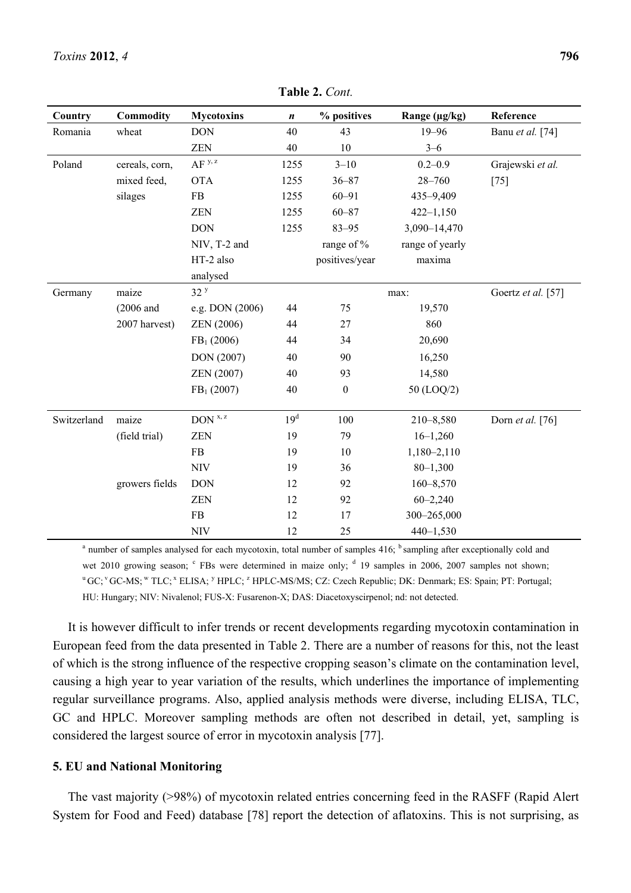**Table 2.** *Cont.*

| Country | Commodity | Mycotoxins | *n* | % positives | Range (µg/kg) | Reference |
|---|---|---|---|---|---|---|
| Romania | wheat | DON | 40 | 43 | 19–96 | Banu *et al.* [74] |
| | | ZEN | 40 | 10 | 3–6 | |
| Poland | cereals, corn, mixed feed, silages | AF [y, z] | 1255 | 3–10 | 0.2–0.9 | Grajewski *et al.* [75] |
| | | OTA | 1255 | 36–87 | 28–760 | |
| | | FB | 1255 | 60–91 | 435–9,409 | |
| | | ZEN | 1255 | 60–87 | 422–1,150 | |
| | | DON | 1255 | 83–95 | 3,090–14,470 | |
| | | NIV, T-2 and HT-2 also analysed | | range of % positives/year | range of yearly maxima | |
| Germany | maize (2006 and 2007 harvest) | 32 [y] | | | max: | Goertz *et al.* [57] |
| | | e.g. DON (2006) | 44 | 75 | 19,570 | |
| | | ZEN (2006) | 44 | 27 | 860 | |
| | | $FB_1$ (2006) | 44 | 34 | 20,690 | |
| | | DON (2007) | 40 | 90 | 16,250 | |
| | | ZEN (2007) | 40 | 93 | 14,580 | |
| | | $FB_1$ (2007) | 40 | 0 | 50 (LOQ/2) | |
| Switzerland | maize (field trial) | DON [x, z] | 19 [d] | 100 | 210–8,580 | Dorn *et al.* [76] |
| | | ZEN | 19 | 79 | 16–1,260 | |
| | | FB | 19 | 10 | 1,180–2,110 | |
| | | NIV | 19 | 36 | 80–1,300 | |
| | growers fields | DON | 12 | 92 | 160–8,570 | |
| | | ZEN | 12 | 92 | 60–2,240 | |
| | | FB | 12 | 17 | 300–265,000 | |
| | | NIV | 12 | 25 | 440–1,530 | |

[a] number of samples analysed for each mycotoxin, total number of samples 416; [b] sampling after exceptionally cold and wet 2010 growing season; [c] FBs were determined in maize only; [d] 19 samples in 2006, 2007 samples not shown; [u] GC; [v] GC-MS; [w] TLC; [x] ELISA; [y] HPLC; [z] HPLC-MS/MS; CZ: Czech Republic; DK: Denmark; ES: Spain; PT: Portugal; HU: Hungary; NIV: Nivalenol; FUS-X: Fusarenon-X; DAS: Diacetoxyscirpenol; nd: not detected.

It is however difficult to infer trends or recent developments regarding mycotoxin contamination in European feed from the data presented in Table 2. There are a number of reasons for this, not the least of which is the strong influence of the respective cropping season's climate on the contamination level, causing a high year to year variation of the results, which underlines the importance of implementing regular surveillance programs. Also, applied analysis methods were diverse, including ELISA, TLC, GC and HPLC. Moreover sampling methods are often not described in detail, yet, sampling is considered the largest source of error in mycotoxin analysis [77].

## 5. EU and National Monitoring

The vast majority (>98%) of mycotoxin related entries concerning feed in the RASFF (Rapid Alert System for Food and Feed) database [78] report the detection of aflatoxins. This is not surprising, as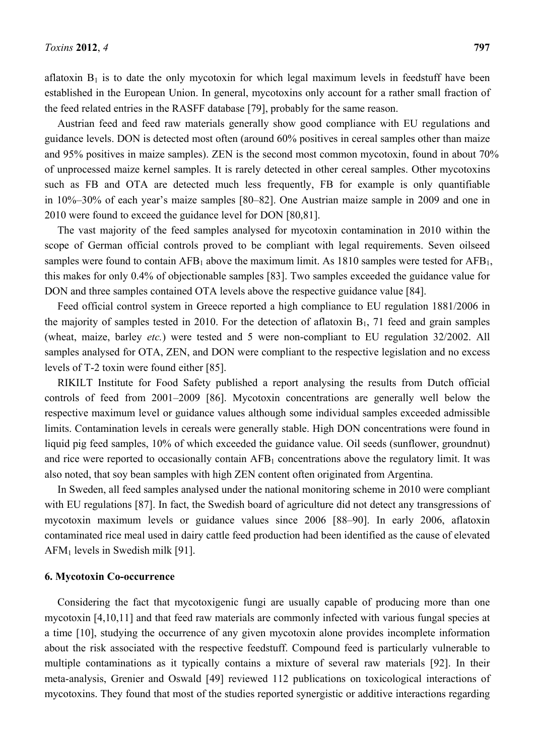aflatoxin $B_1$ is to date the only mycotoxin for which legal maximum levels in feedstuff have been established in the European Union. In general, mycotoxins only account for a rather small fraction of the feed related entries in the RASFF database [79], probably for the same reason.

Austrian feed and feed raw materials generally show good compliance with EU regulations and guidance levels. DON is detected most often (around 60% positives in cereal samples other than maize and 95% positives in maize samples). ZEN is the second most common mycotoxin, found in about 70% of unprocessed maize kernel samples. It is rarely detected in other cereal samples. Other mycotoxins such as FB and OTA are detected much less frequently, FB for example is only quantifiable in 10%–30% of each year's maize samples [80–82]. One Austrian maize sample in 2009 and one in 2010 were found to exceed the guidance level for DON [80,81].

The vast majority of the feed samples analysed for mycotoxin contamination in 2010 within the scope of German official controls proved to be compliant with legal requirements. Seven oilseed samples were found to contain $AFB_1$ above the maximum limit. As 1810 samples were tested for $AFB_1$, this makes for only 0.4% of objectionable samples [83]. Two samples exceeded the guidance value for DON and three samples contained OTA levels above the respective guidance value [84].

Feed official control system in Greece reported a high compliance to EU regulation 1881/2006 in the majority of samples tested in 2010. For the detection of aflatoxin $B_1$, 71 feed and grain samples (wheat, maize, barley *etc.*) were tested and 5 were non-compliant to EU regulation 32/2002. All samples analysed for OTA, ZEN, and DON were compliant to the respective legislation and no excess levels of T-2 toxin were found either [85].

RIKILT Institute for Food Safety published a report analysing the results from Dutch official controls of feed from 2001–2009 [86]. Mycotoxin concentrations are generally well below the respective maximum level or guidance values although some individual samples exceeded admissible limits. Contamination levels in cereals were generally stable. High DON concentrations were found in liquid pig feed samples, 10% of which exceeded the guidance value. Oil seeds (sunflower, groundnut) and rice were reported to occasionally contain $AFB_1$ concentrations above the regulatory limit. It was also noted, that soy bean samples with high ZEN content often originated from Argentina.

In Sweden, all feed samples analysed under the national monitoring scheme in 2010 were compliant with EU regulations [87]. In fact, the Swedish board of agriculture did not detect any transgressions of mycotoxin maximum levels or guidance values since 2006 [88–90]. In early 2006, aflatoxin contaminated rice meal used in dairy cattle feed production had been identified as the cause of elevated $AFM_1$ levels in Swedish milk [91].

## 6. Mycotoxin Co-occurrence

Considering the fact that mycotoxigenic fungi are usually capable of producing more than one mycotoxin [4,10,11] and that feed raw materials are commonly infected with various fungal species at a time [10], studying the occurrence of any given mycotoxin alone provides incomplete information about the risk associated with the respective feedstuff. Compound feed is particularly vulnerable to multiple contaminations as it typically contains a mixture of several raw materials [92]. In their meta-analysis, Grenier and Oswald [49] reviewed 112 publications on toxicological interactions of mycotoxins. They found that most of the studies reported synergistic or additive interactions regarding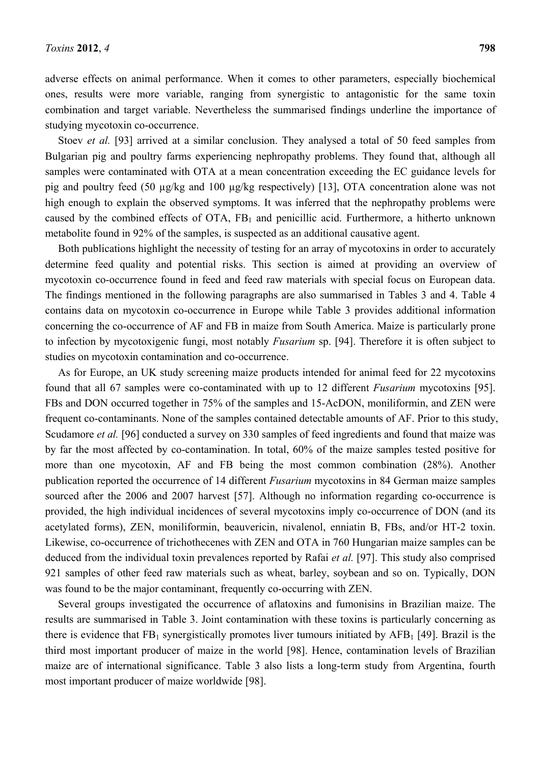adverse effects on animal performance. When it comes to other parameters, especially biochemical ones, results were more variable, ranging from synergistic to antagonistic for the same toxin combination and target variable. Nevertheless the summarised findings underline the importance of studying mycotoxin co-occurrence.

Stoev *et al.* [93] arrived at a similar conclusion. They analysed a total of 50 feed samples from Bulgarian pig and poultry farms experiencing nephropathy problems. They found that, although all samples were contaminated with OTA at a mean concentration exceeding the EC guidance levels for pig and poultry feed (50 µg/kg and 100 µg/kg respectively) [13], OTA concentration alone was not high enough to explain the observed symptoms. It was inferred that the nephropathy problems were caused by the combined effects of OTA, $FB_1$ and penicillic acid. Furthermore, a hitherto unknown metabolite found in 92% of the samples, is suspected as an additional causative agent.

Both publications highlight the necessity of testing for an array of mycotoxins in order to accurately determine feed quality and potential risks. This section is aimed at providing an overview of mycotoxin co-occurrence found in feed and feed raw materials with special focus on European data. The findings mentioned in the following paragraphs are also summarised in Tables 3 and 4. Table 4 contains data on mycotoxin co-occurrence in Europe while Table 3 provides additional information concerning the co-occurrence of AF and FB in maize from South America. Maize is particularly prone to infection by mycotoxigenic fungi, most notably *Fusarium* sp. [94]. Therefore it is often subject to studies on mycotoxin contamination and co-occurrence.

As for Europe, an UK study screening maize products intended for animal feed for 22 mycotoxins found that all 67 samples were co-contaminated with up to 12 different *Fusarium* mycotoxins [95]. FBs and DON occurred together in 75% of the samples and 15-AcDON, moniliformin, and ZEN were frequent co-contaminants. None of the samples contained detectable amounts of AF. Prior to this study, Scudamore *et al.* [96] conducted a survey on 330 samples of feed ingredients and found that maize was by far the most affected by co-contamination. In total, 60% of the maize samples tested positive for more than one mycotoxin, AF and FB being the most common combination (28%). Another publication reported the occurrence of 14 different *Fusarium* mycotoxins in 84 German maize samples sourced after the 2006 and 2007 harvest [57]. Although no information regarding co-occurrence is provided, the high individual incidences of several mycotoxins imply co-occurrence of DON (and its acetylated forms), ZEN, moniliformin, beauvericin, nivalenol, enniatin B, FBs, and/or HT-2 toxin. Likewise, co-occurrence of trichothecenes with ZEN and OTA in 760 Hungarian maize samples can be deduced from the individual toxin prevalences reported by Rafai *et al.* [97]. This study also comprised 921 samples of other feed raw materials such as wheat, barley, soybean and so on. Typically, DON was found to be the major contaminant, frequently co-occurring with ZEN.

Several groups investigated the occurrence of aflatoxins and fumonisins in Brazilian maize. The results are summarised in Table 3. Joint contamination with these toxins is particularly concerning as there is evidence that $FB_1$ synergistically promotes liver tumours initiated by $AFB_1$ [49]. Brazil is the third most important producer of maize in the world [98]. Hence, contamination levels of Brazilian maize are of international significance. Table 3 also lists a long-term study from Argentina, fourth most important producer of maize worldwide [98].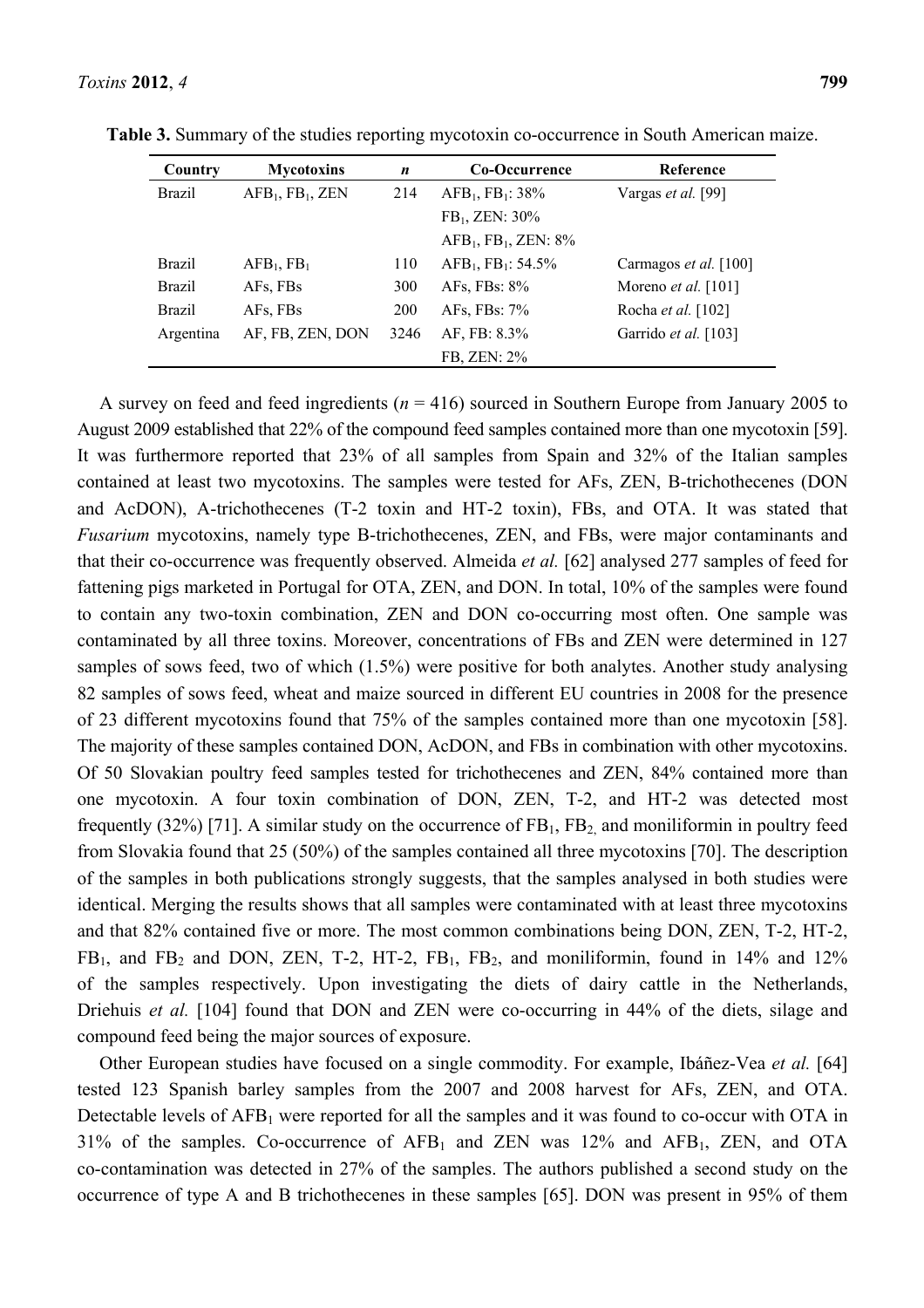**Table 3.** Summary of the studies reporting mycotoxin co-occurrence in South American maize.

| Country | Mycotoxins | *n* | Co-Occurrence | Reference |
|---|---|---|---|---|
| Brazil | $AFB_1$, $FB_1$, ZEN | 214 | $AFB_1$, $FB_1$: 38% | Vargas *et al.* [99] |
| | | | $FB_1$, ZEN: 30% | |
| | | | $AFB_1$, $FB_1$, ZEN: 8% | |
| Brazil | $AFB_1$, $FB_1$ | 110 | $AFB_1$, $FB_1$: 54.5% | Carmagos *et al.* [100] |
| Brazil | AFs, FBs | 300 | AFs, FBs: 8% | Moreno *et al.* [101] |
| Brazil | AFs, FBs | 200 | AFs, FBs: 7% | Rocha *et al.* [102] |
| Argentina | AF, FB, ZEN, DON | 3246 | AF, FB: 8.3% | Garrido *et al.* [103] |
| | | | FB, ZEN: 2% | |

A survey on feed and feed ingredients ($n = 416$) sourced in Southern Europe from January 2005 to August 2009 established that 22% of the compound feed samples contained more than one mycotoxin [59]. It was furthermore reported that 23% of all samples from Spain and 32% of the Italian samples contained at least two mycotoxins. The samples were tested for AFs, ZEN, B-trichothecenes (DON and AcDON), A-trichothecenes (T-2 toxin and HT-2 toxin), FBs, and OTA. It was stated that *Fusarium* mycotoxins, namely type B-trichothecenes, ZEN, and FBs, were major contaminants and that their co-occurrence was frequently observed. Almeida *et al.* [62] analysed 277 samples of feed for fattening pigs marketed in Portugal for OTA, ZEN, and DON. In total, 10% of the samples were found to contain any two-toxin combination, ZEN and DON co-occurring most often. One sample was contaminated by all three toxins. Moreover, concentrations of FBs and ZEN were determined in 127 samples of sows feed, two of which (1.5%) were positive for both analytes. Another study analysing 82 samples of sows feed, wheat and maize sourced in different EU countries in 2008 for the presence of 23 different mycotoxins found that 75% of the samples contained more than one mycotoxin [58]. The majority of these samples contained DON, AcDON, and FBs in combination with other mycotoxins. Of 50 Slovakian poultry feed samples tested for trichothecenes and ZEN, 84% contained more than one mycotoxin. A four toxin combination of DON, ZEN, T-2, and HT-2 was detected most frequently (32%) [71]. A similar study on the occurrence of $FB_1$, $FB_2$, and moniliformin in poultry feed from Slovakia found that 25 (50%) of the samples contained all three mycotoxins [70]. The description of the samples in both publications strongly suggests, that the samples analysed in both studies were identical. Merging the results shows that all samples were contaminated with at least three mycotoxins and that 82% contained five or more. The most common combinations being DON, ZEN, T-2, HT-2, $FB_1$, and $FB_2$ and DON, ZEN, T-2, HT-2, $FB_1$, $FB_2$, and moniliformin, found in 14% and 12% of the samples respectively. Upon investigating the diets of dairy cattle in the Netherlands, Driehuis *et al.* [104] found that DON and ZEN were co-occurring in 44% of the diets, silage and compound feed being the major sources of exposure.

Other European studies have focused on a single commodity. For example, Ibáñez-Vea *et al.* [64] tested 123 Spanish barley samples from the 2007 and 2008 harvest for AFs, ZEN, and OTA. Detectable levels of $AFB_1$ were reported for all the samples and it was found to co-occur with OTA in 31% of the samples. Co-occurrence of $AFB_1$ and ZEN was 12% and $AFB_1$, ZEN, and OTA co-contamination was detected in 27% of the samples. The authors published a second study on the occurrence of type A and B trichothecenes in these samples [65]. DON was present in 95% of them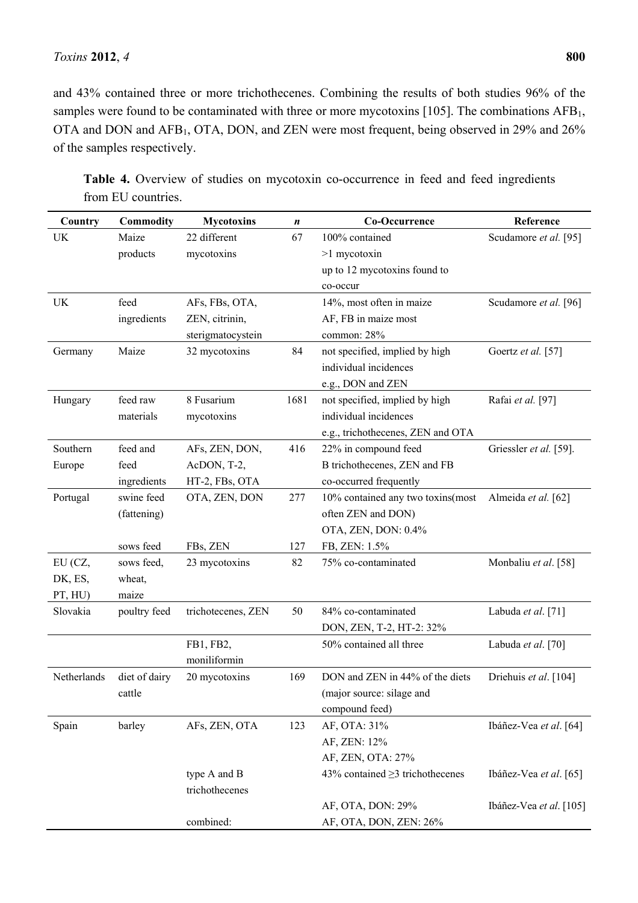and 43% contained three or more trichothecenes. Combining the results of both studies 96% of the samples were found to be contaminated with three or more mycotoxins [105]. The combinations $AFB_1$, OTA and DON and $AFB_1$, OTA, DON, and ZEN were most frequent, being observed in 29% and 26% of the samples respectively.

**Table 4.** Overview of studies on mycotoxin co-occurrence in feed and feed ingredients from EU countries.

| Country | Commodity | Mycotoxins | *n* | Co-Occurrence | Reference |
|---|---|---|---|---|---|
| UK | Maize products | 22 different mycotoxins | 67 | 100% contained >1 mycotoxin up to 12 mycotoxins found to co-occur | Scudamore *et al.* [95] |
| UK | feed ingredients | AFs, FBs, OTA, ZEN, citrinin, sterigmatocystein | | 14%, most often in maize AF, FB in maize most common: 28% | Scudamore *et al.* [96] |
| Germany | Maize | 32 mycotoxins | 84 | not specified, implied by high individual incidences e.g., DON and ZEN | Goertz *et al.* [57] |
| Hungary | feed raw materials | 8 Fusarium mycotoxins | 1681 | not specified, implied by high individual incidences e.g., trichothecenes, ZEN and OTA | Rafai *et al.* [97] |
| Southern Europe | feed and feed ingredients | AFs, ZEN, DON, AcDON, T-2, HT-2, FBs, OTA | 416 | 22% in compound feed B trichothecenes, ZEN and FB co-occurred frequently | Griessler *et al.* [59]. |
| Portugal | swine feed (fattening) | OTA, ZEN, DON | 277 | 10% contained any two toxins(most often ZEN and DON) OTA, ZEN, DON: 0.4% | Almeida *et al.* [62] |
| | sows feed | FBs, ZEN | 127 | FB, ZEN: 1.5% | |
| EU (CZ, DK, ES, PT, HU) | sows feed, wheat, maize | 23 mycotoxins | 82 | 75% co-contaminated | Monbaliu *et al*. [58] |
| Slovakia | poultry feed | trichotecenes, ZEN | 50 | 84% co-contaminated DON, ZEN, T-2, HT-2: 32% | Labuda *et al*. [71] |
| | | FB1, FB2, moniliformin | | 50% contained all three | Labuda *et al*. [70] |
| Netherlands | diet of dairy cattle | 20 mycotoxins | 169 | DON and ZEN in 44% of the diets (major source: silage and compound feed) | Driehuis *et al*. [104] |
| Spain | barley | AFs, ZEN, OTA | 123 | AF, OTA: 31% AF, ZEN: 12% AF, ZEN, OTA: 27% | Ibáñez-Vea *et al*. [64] |
| | | type A and B trichothecenes | | 43% contained ≥3 trichothecenes | Ibáñez-Vea *et al*. [65] |
| | | combined: | | AF, OTA, DON: 29% AF, OTA, DON, ZEN: 26% | Ibáñez-Vea *et al*. [105] |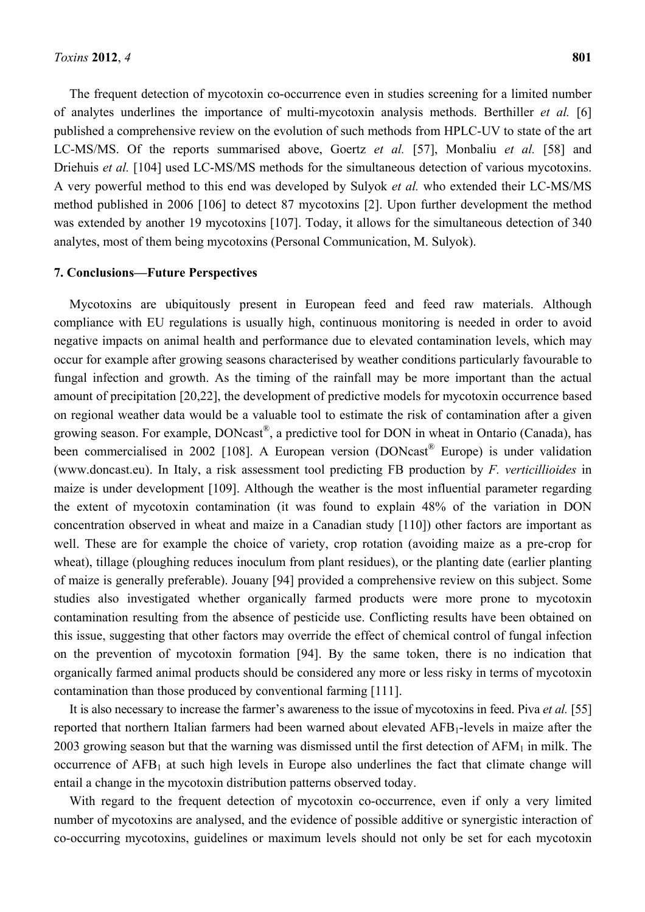The frequent detection of mycotoxin co-occurrence even in studies screening for a limited number of analytes underlines the importance of multi-mycotoxin analysis methods. Berthiller *et al.* [6] published a comprehensive review on the evolution of such methods from HPLC-UV to state of the art LC-MS/MS. Of the reports summarised above, Goertz *et al.* [57], Monbaliu *et al.* [58] and Driehuis *et al.* [104] used LC-MS/MS methods for the simultaneous detection of various mycotoxins. A very powerful method to this end was developed by Sulyok *et al.* who extended their LC-MS/MS method published in 2006 [106] to detect 87 mycotoxins [2]. Upon further development the method was extended by another 19 mycotoxins [107]. Today, it allows for the simultaneous detection of 340 analytes, most of them being mycotoxins (Personal Communication, M. Sulyok).

## 7. Conclusions—Future Perspectives

Mycotoxins are ubiquitously present in European feed and feed raw materials. Although compliance with EU regulations is usually high, continuous monitoring is needed in order to avoid negative impacts on animal health and performance due to elevated contamination levels, which may occur for example after growing seasons characterised by weather conditions particularly favourable to fungal infection and growth. As the timing of the rainfall may be more important than the actual amount of precipitation [20,22], the development of predictive models for mycotoxin occurrence based on regional weather data would be a valuable tool to estimate the risk of contamination after a given growing season. For example, DONcast®, a predictive tool for DON in wheat in Ontario (Canada), has been commercialised in 2002 [108]. A European version (DONcast® Europe) is under validation (www.doncast.eu). In Italy, a risk assessment tool predicting FB production by *F. verticillioides* in maize is under development [109]. Although the weather is the most influential parameter regarding the extent of mycotoxin contamination (it was found to explain 48% of the variation in DON concentration observed in wheat and maize in a Canadian study [110]) other factors are important as well. These are for example the choice of variety, crop rotation (avoiding maize as a pre-crop for wheat), tillage (ploughing reduces inoculum from plant residues), or the planting date (earlier planting of maize is generally preferable). Jouany [94] provided a comprehensive review on this subject. Some studies also investigated whether organically farmed products were more prone to mycotoxin contamination resulting from the absence of pesticide use. Conflicting results have been obtained on this issue, suggesting that other factors may override the effect of chemical control of fungal infection on the prevention of mycotoxin formation [94]. By the same token, there is no indication that organically farmed animal products should be considered any more or less risky in terms of mycotoxin contamination than those produced by conventional farming [111].

It is also necessary to increase the farmer's awareness to the issue of mycotoxins in feed. Piva *et al.* [55] reported that northern Italian farmers had been warned about elevated $AFB_1$-levels in maize after the 2003 growing season but that the warning was dismissed until the first detection of $AFM_1$ in milk. The occurrence of $AFB_1$ at such high levels in Europe also underlines the fact that climate change will entail a change in the mycotoxin distribution patterns observed today.

With regard to the frequent detection of mycotoxin co-occurrence, even if only a very limited number of mycotoxins are analysed, and the evidence of possible additive or synergistic interaction of co-occurring mycotoxins, guidelines or maximum levels should not only be set for each mycotoxin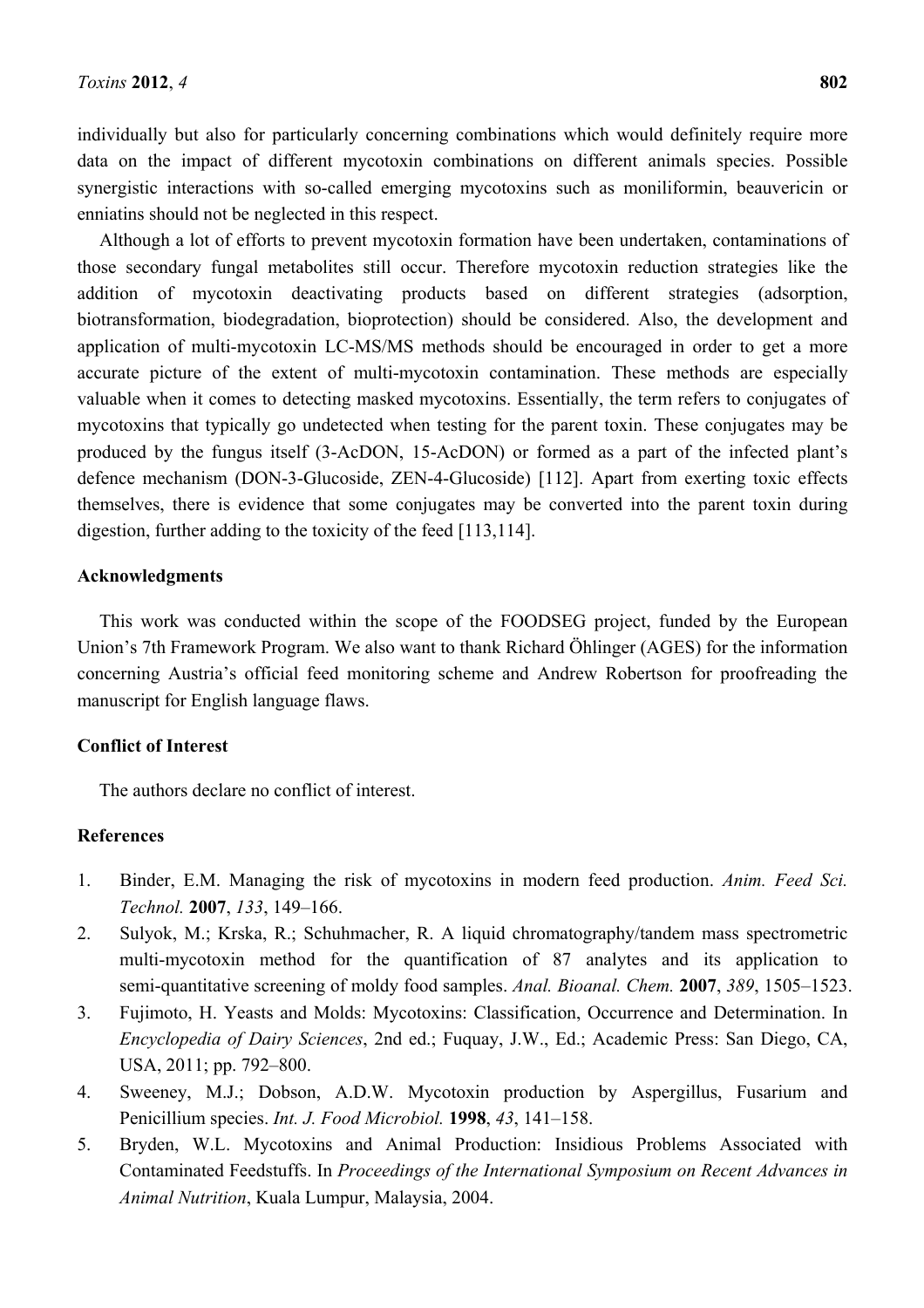individually but also for particularly concerning combinations which would definitely require more data on the impact of different mycotoxin combinations on different animals species. Possible synergistic interactions with so-called emerging mycotoxins such as moniliformin, beauvericin or enniatins should not be neglected in this respect.

Although a lot of efforts to prevent mycotoxin formation have been undertaken, contaminations of those secondary fungal metabolites still occur. Therefore mycotoxin reduction strategies like the addition of mycotoxin deactivating products based on different strategies (adsorption, biotransformation, biodegradation, bioprotection) should be considered. Also, the development and application of multi-mycotoxin LC-MS/MS methods should be encouraged in order to get a more accurate picture of the extent of multi-mycotoxin contamination. These methods are especially valuable when it comes to detecting masked mycotoxins. Essentially, the term refers to conjugates of mycotoxins that typically go undetected when testing for the parent toxin. These conjugates may be produced by the fungus itself (3-AcDON, 15-AcDON) or formed as a part of the infected plant's defence mechanism (DON-3-Glucoside, ZEN-4-Glucoside) [112]. Apart from exerting toxic effects themselves, there is evidence that some conjugates may be converted into the parent toxin during digestion, further adding to the toxicity of the feed [113,114].

### Acknowledgments

This work was conducted within the scope of the FOODSEG project, funded by the European Union's 7th Framework Program. We also want to thank Richard Öhlinger (AGES) for the information concerning Austria's official feed monitoring scheme and Andrew Robertson for proofreading the manuscript for English language flaws.

### Conflict of Interest

The authors declare no conflict of interest.

### References

1. Binder, E.M. Managing the risk of mycotoxins in modern feed production. *Anim. Feed Sci. Technol.* **2007**, *133*, 149–166.
2. Sulyok, M.; Krska, R.; Schuhmacher, R. A liquid chromatography/tandem mass spectrometric multi-mycotoxin method for the quantification of 87 analytes and its application to semi-quantitative screening of moldy food samples. *Anal. Bioanal. Chem.* **2007**, *389*, 1505–1523.
3. Fujimoto, H. Yeasts and Molds: Mycotoxins: Classification, Occurrence and Determination. In *Encyclopedia of Dairy Sciences*, 2nd ed.; Fuquay, J.W., Ed.; Academic Press: San Diego, CA, USA, 2011; pp. 792–800.
4. Sweeney, M.J.; Dobson, A.D.W. Mycotoxin production by Aspergillus, Fusarium and Penicillium species. *Int. J. Food Microbiol.* **1998**, *43*, 141–158.
5. Bryden, W.L. Mycotoxins and Animal Production: Insidious Problems Associated with Contaminated Feedstuffs. In *Proceedings of the International Symposium on Recent Advances in Animal Nutrition*, Kuala Lumpur, Malaysia, 2004.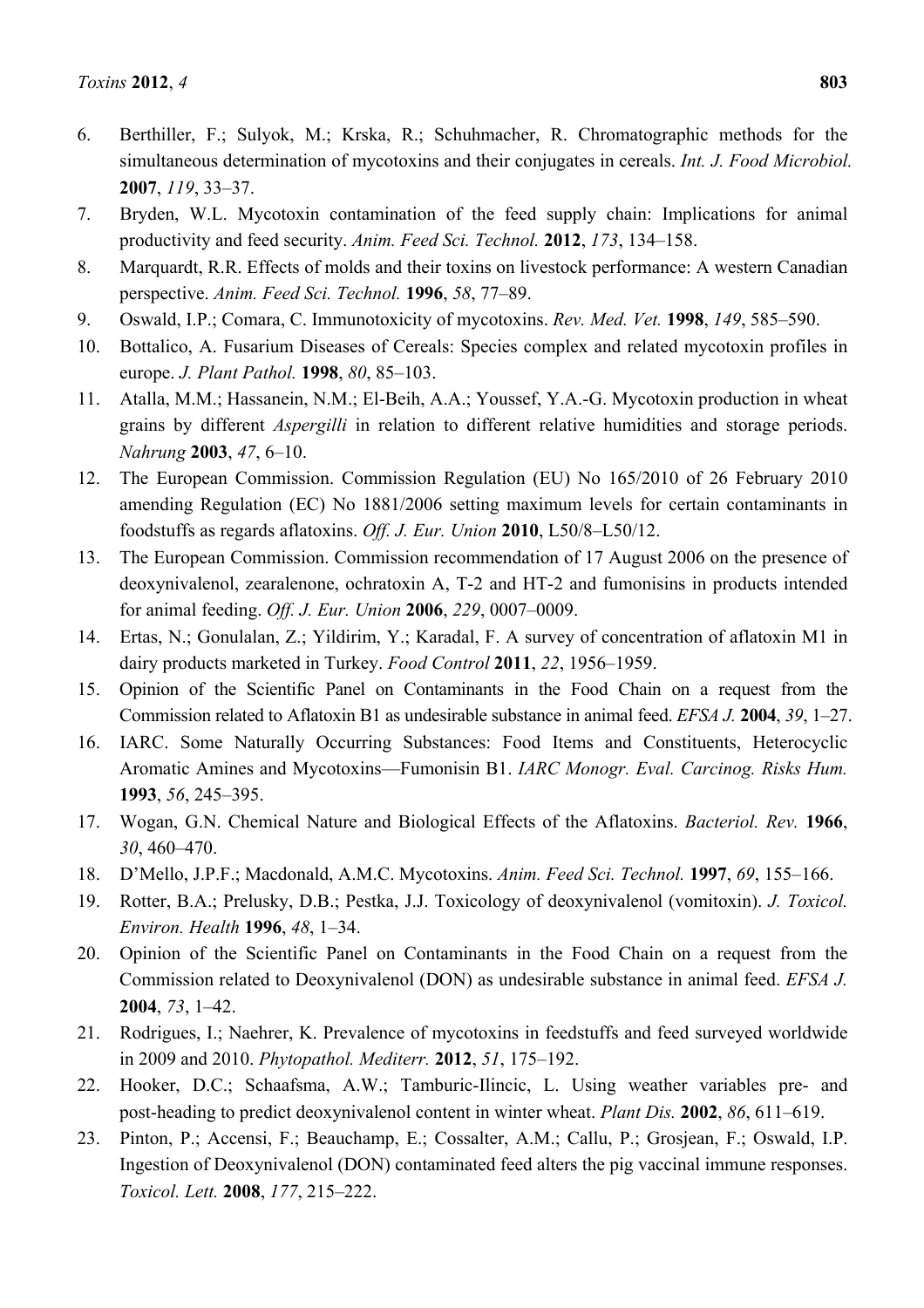6. Berthiller, F.; Sulyok, M.; Krska, R.; Schuhmacher, R. Chromatographic methods for the simultaneous determination of mycotoxins and their conjugates in cereals. *Int. J. Food Microbiol.* **2007**, *119*, 33–37.
7. Bryden, W.L. Mycotoxin contamination of the feed supply chain: Implications for animal productivity and feed security. *Anim. Feed Sci. Technol.* **2012**, *173*, 134–158.
8. Marquardt, R.R. Effects of molds and their toxins on livestock performance: A western Canadian perspective. *Anim. Feed Sci. Technol.* **1996**, *58*, 77–89.
9. Oswald, I.P.; Comara, C. Immunotoxicity of mycotoxins. *Rev. Med. Vet.* **1998**, *149*, 585–590.
10. Bottalico, A. Fusarium Diseases of Cereals: Species complex and related mycotoxin profiles in europe. *J. Plant Pathol.* **1998**, *80*, 85–103.
11. Atalla, M.M.; Hassanein, N.M.; El-Beih, A.A.; Youssef, Y.A.-G. Mycotoxin production in wheat grains by different *Aspergilli* in relation to different relative humidities and storage periods. *Nahrung* **2003**, *47*, 6–10.
12. The European Commission. Commission Regulation (EU) No 165/2010 of 26 February 2010 amending Regulation (EC) No 1881/2006 setting maximum levels for certain contaminants in foodstuffs as regards aflatoxins. *Off. J. Eur. Union* **2010**, L50/8–L50/12.
13. The European Commission. Commission recommendation of 17 August 2006 on the presence of deoxynivalenol, zearalenone, ochratoxin A, T-2 and HT-2 and fumonisins in products intended for animal feeding. *Off. J. Eur. Union* **2006**, *229*, 0007–0009.
14. Ertas, N.; Gonulalan, Z.; Yildirim, Y.; Karadal, F. A survey of concentration of aflatoxin M1 in dairy products marketed in Turkey. *Food Control* **2011**, *22*, 1956–1959.
15. Opinion of the Scientific Panel on Contaminants in the Food Chain on a request from the Commission related to Aflatoxin B1 as undesirable substance in animal feed. *EFSA J.* **2004**, *39*, 1–27.
16. IARC. Some Naturally Occurring Substances: Food Items and Constituents, Heterocyclic Aromatic Amines and Mycotoxins—Fumonisin B1. *IARC Monogr. Eval. Carcinog. Risks Hum.* **1993**, *56*, 245–395.
17. Wogan, G.N. Chemical Nature and Biological Effects of the Aflatoxins. *Bacteriol. Rev.* **1966**, *30*, 460–470.
18. D'Mello, J.P.F.; Macdonald, A.M.C. Mycotoxins. *Anim. Feed Sci. Technol.* **1997**, *69*, 155–166.
19. Rotter, B.A.; Prelusky, D.B.; Pestka, J.J. Toxicology of deoxynivalenol (vomitoxin). *J. Toxicol. Environ. Health* **1996**, *48*, 1–34.
20. Opinion of the Scientific Panel on Contaminants in the Food Chain on a request from the Commission related to Deoxynivalenol (DON) as undesirable substance in animal feed. *EFSA J.* **2004**, *73*, 1–42.
21. Rodrigues, I.; Naehrer, K. Prevalence of mycotoxins in feedstuffs and feed surveyed worldwide in 2009 and 2010. *Phytopathol. Mediterr.* **2012**, *51*, 175–192.
22. Hooker, D.C.; Schaafsma, A.W.; Tamburic-Ilincic, L. Using weather variables pre- and post-heading to predict deoxynivalenol content in winter wheat. *Plant Dis.* **2002**, *86*, 611–619.
23. Pinton, P.; Accensi, F.; Beauchamp, E.; Cossalter, A.M.; Callu, P.; Grosjean, F.; Oswald, I.P. Ingestion of Deoxynivalenol (DON) contaminated feed alters the pig vaccinal immune responses. *Toxicol. Lett.* **2008**, *177*, 215–222.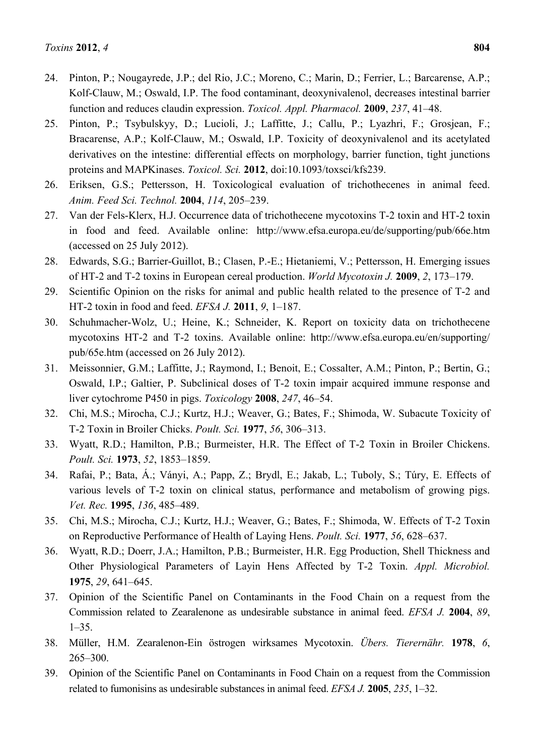24. Pinton, P.; Nougayrede, J.P.; del Rio, J.C.; Moreno, C.; Marin, D.; Ferrier, L.; Barcarense, A.P.; Kolf-Clauw, M.; Oswald, I.P. The food contaminant, deoxynivalenol, decreases intestinal barrier function and reduces claudin expression. *Toxicol. Appl. Pharmacol.* **2009**, *237*, 41–48.
25. Pinton, P.; Tsybulskyy, D.; Lucioli, J.; Laffitte, J.; Callu, P.; Lyazhri, F.; Grosjean, F.; Bracarense, A.P.; Kolf-Clauw, M.; Oswald, I.P. Toxicity of deoxynivalenol and its acetylated derivatives on the intestine: differential effects on morphology, barrier function, tight junctions proteins and MAPKinases. *Toxicol. Sci.* **2012**, doi:10.1093/toxsci/kfs239.
26. Eriksen, G.S.; Pettersson, H. Toxicological evaluation of trichothecenes in animal feed. *Anim. Feed Sci. Technol.* **2004**, *114*, 205–239.
27. Van der Fels-Klerx, H.J. Occurrence data of trichothecene mycotoxins T-2 toxin and HT-2 toxin in food and feed. Available online: http://www.efsa.europa.eu/de/supporting/pub/66e.htm (accessed on 25 July 2012).
28. Edwards, S.G.; Barrier-Guillot, B.; Clasen, P.-E.; Hietaniemi, V.; Pettersson, H. Emerging issues of HT-2 and T-2 toxins in European cereal production. *World Mycotoxin J.* **2009**, *2*, 173–179.
29. Scientific Opinion on the risks for animal and public health related to the presence of T-2 and HT-2 toxin in food and feed. *EFSA J.* **2011**, *9*, 1–187.
30. Schuhmacher-Wolz, U.; Heine, K.; Schneider, K. Report on toxicity data on trichothecene mycotoxins HT-2 and T-2 toxins. Available online: http://www.efsa.europa.eu/en/supporting/pub/65e.htm (accessed on 26 July 2012).
31. Meissonnier, G.M.; Laffitte, J.; Raymond, I.; Benoit, E.; Cossalter, A.M.; Pinton, P.; Bertin, G.; Oswald, I.P.; Galtier, P. Subclinical doses of T-2 toxin impair acquired immune response and liver cytochrome P450 in pigs. *Toxicology* **2008**, *247*, 46–54.
32. Chi, M.S.; Mirocha, C.J.; Kurtz, H.J.; Weaver, G.; Bates, F.; Shimoda, W. Subacute Toxicity of T-2 Toxin in Broiler Chicks. *Poult. Sci.* **1977**, *56*, 306–313.
33. Wyatt, R.D.; Hamilton, P.B.; Burmeister, H.R. The Effect of T-2 Toxin in Broiler Chickens. *Poult. Sci.* **1973**, *52*, 1853–1859.
34. Rafai, P.; Bata, Á.; Ványi, A.; Papp, Z.; Brydl, E.; Jakab, L.; Tuboly, S.; Túry, E. Effects of various levels of T-2 toxin on clinical status, performance and metabolism of growing pigs. *Vet. Rec.* **1995**, *136*, 485–489.
35. Chi, M.S.; Mirocha, C.J.; Kurtz, H.J.; Weaver, G.; Bates, F.; Shimoda, W. Effects of T-2 Toxin on Reproductive Performance of Health of Laying Hens. *Poult. Sci.* **1977**, *56*, 628–637.
36. Wyatt, R.D.; Doerr, J.A.; Hamilton, P.B.; Burmeister, H.R. Egg Production, Shell Thickness and Other Physiological Parameters of Layin Hens Affected by T-2 Toxin. *Appl. Microbiol.* **1975**, *29*, 641–645.
37. Opinion of the Scientific Panel on Contaminants in the Food Chain on a request from the Commission related to Zearalenone as undesirable substance in animal feed. *EFSA J.* **2004**, *89*, 1–35.
38. Müller, H.M. Zearalenon-Ein östrogen wirksames Mycotoxin. *Übers. Tierernähr.* **1978**, *6*, 265–300.
39. Opinion of the Scientific Panel on Contaminants in Food Chain on a request from the Commission related to fumonisins as undesirable substances in animal feed. *EFSA J.* **2005**, *235*, 1–32.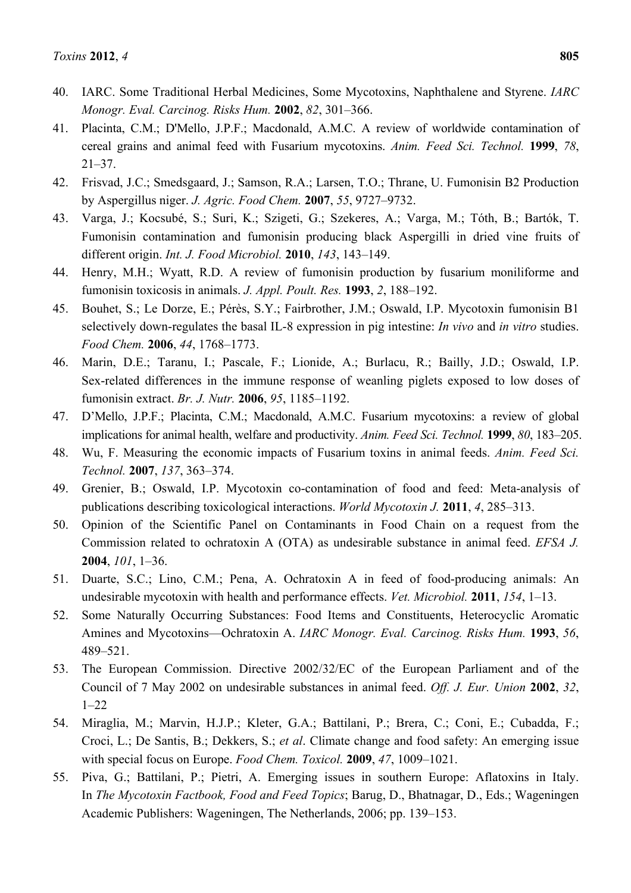40. IARC. Some Traditional Herbal Medicines, Some Mycotoxins, Naphthalene and Styrene. *IARC Monogr. Eval. Carcinog. Risks Hum.* **2002**, *82*, 301–366.
41. Placinta, C.M.; D'Mello, J.P.F.; Macdonald, A.M.C. A review of worldwide contamination of cereal grains and animal feed with Fusarium mycotoxins. *Anim. Feed Sci. Technol.* **1999**, *78*, 21–37.
42. Frisvad, J.C.; Smedsgaard, J.; Samson, R.A.; Larsen, T.O.; Thrane, U. Fumonisin B2 Production by Aspergillus niger. *J. Agric. Food Chem.* **2007**, *55*, 9727–9732.
43. Varga, J.; Kocsubé, S.; Suri, K.; Szigeti, G.; Szekeres, A.; Varga, M.; Tóth, B.; Bartók, T. Fumonisin contamination and fumonisin producing black Aspergilli in dried vine fruits of different origin. *Int. J. Food Microbiol.* **2010**, *143*, 143–149.
44. Henry, M.H.; Wyatt, R.D. A review of fumonisin production by fusarium moniliforme and fumonisin toxicosis in animals. *J. Appl. Poult. Res.* **1993**, *2*, 188–192.
45. Bouhet, S.; Le Dorze, E.; Pérès, S.Y.; Fairbrother, J.M.; Oswald, I.P. Mycotoxin fumonisin B1 selectively down-regulates the basal IL-8 expression in pig intestine: *In vivo* and *in vitro* studies. *Food Chem.* **2006**, *44*, 1768–1773.
46. Marin, D.E.; Taranu, I.; Pascale, F.; Lionide, A.; Burlacu, R.; Bailly, J.D.; Oswald, I.P. Sex-related differences in the immune response of weanling piglets exposed to low doses of fumonisin extract. *Br. J. Nutr.* **2006**, *95*, 1185–1192.
47. D'Mello, J.P.F.; Placinta, C.M.; Macdonald, A.M.C. Fusarium mycotoxins: a review of global implications for animal health, welfare and productivity. *Anim. Feed Sci. Technol.* **1999**, *80*, 183–205.
48. Wu, F. Measuring the economic impacts of Fusarium toxins in animal feeds. *Anim. Feed Sci. Technol.* **2007**, *137*, 363–374.
49. Grenier, B.; Oswald, I.P. Mycotoxin co-contamination of food and feed: Meta-analysis of publications describing toxicological interactions. *World Mycotoxin J.* **2011**, *4*, 285–313.
50. Opinion of the Scientific Panel on Contaminants in Food Chain on a request from the Commission related to ochratoxin A (OTA) as undesirable substance in animal feed. *EFSA J.* **2004**, *101*, 1–36.
51. Duarte, S.C.; Lino, C.M.; Pena, A. Ochratoxin A in feed of food-producing animals: An undesirable mycotoxin with health and performance effects. *Vet. Microbiol.* **2011**, *154*, 1–13.
52. Some Naturally Occurring Substances: Food Items and Constituents, Heterocyclic Aromatic Amines and Mycotoxins—Ochratoxin A. *IARC Monogr. Eval. Carcinog. Risks Hum.* **1993**, *56*, 489–521.
53. The European Commission. Directive 2002/32/EC of the European Parliament and of the Council of 7 May 2002 on undesirable substances in animal feed. *Off. J. Eur. Union* **2002**, *32*, 1–22
54. Miraglia, M.; Marvin, H.J.P.; Kleter, G.A.; Battilani, P.; Brera, C.; Coni, E.; Cubadda, F.; Croci, L.; De Santis, B.; Dekkers, S.; *et al*. Climate change and food safety: An emerging issue with special focus on Europe. *Food Chem. Toxicol.* **2009**, *47*, 1009–1021.
55. Piva, G.; Battilani, P.; Pietri, A. Emerging issues in southern Europe: Aflatoxins in Italy. In *The Mycotoxin Factbook, Food and Feed Topics*; Barug, D., Bhatnagar, D., Eds.; Wageningen Academic Publishers: Wageningen, The Netherlands, 2006; pp. 139–153.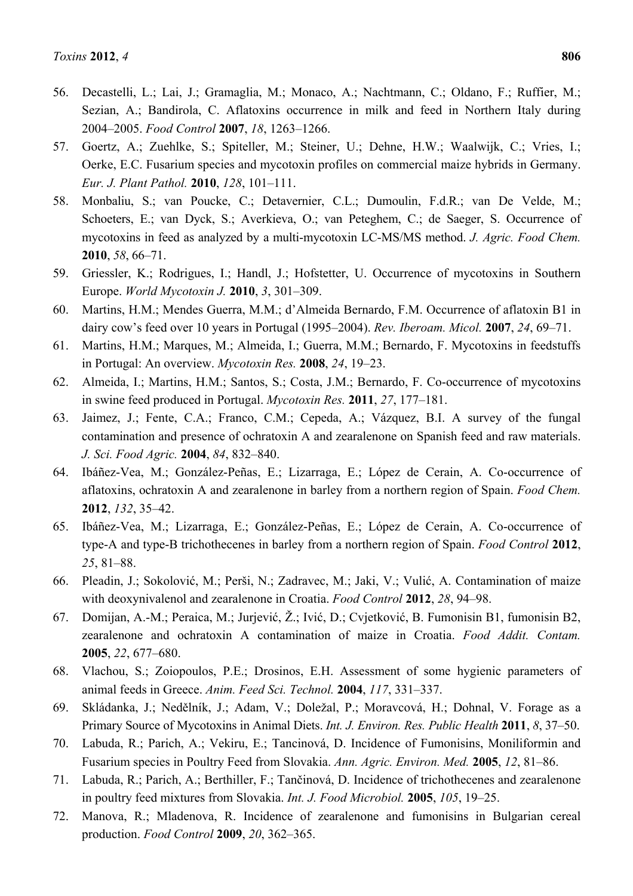56. Decastelli, L.; Lai, J.; Gramaglia, M.; Monaco, A.; Nachtmann, C.; Oldano, F.; Ruffier, M.; Sezian, A.; Bandirola, C. Aflatoxins occurrence in milk and feed in Northern Italy during 2004–2005. *Food Control* **2007**, *18*, 1263–1266.
57. Goertz, A.; Zuehlke, S.; Spiteller, M.; Steiner, U.; Dehne, H.W.; Waalwijk, C.; Vries, I.; Oerke, E.C. Fusarium species and mycotoxin profiles on commercial maize hybrids in Germany. *Eur. J. Plant Pathol.* **2010**, *128*, 101–111.
58. Monbaliu, S.; van Poucke, C.; Detavernier, C.L.; Dumoulin, F.d.R.; van De Velde, M.; Schoeters, E.; van Dyck, S.; Averkieva, O.; van Peteghem, C.; de Saeger, S. Occurrence of mycotoxins in feed as analyzed by a multi-mycotoxin LC-MS/MS method. *J. Agric. Food Chem.* **2010**, *58*, 66–71.
59. Griessler, K.; Rodrigues, I.; Handl, J.; Hofstetter, U. Occurrence of mycotoxins in Southern Europe. *World Mycotoxin J.* **2010**, *3*, 301–309.
60. Martins, H.M.; Mendes Guerra, M.M.; d'Almeida Bernardo, F.M. Occurrence of aflatoxin B1 in dairy cow's feed over 10 years in Portugal (1995–2004). *Rev. Iberoam. Micol.* **2007**, *24*, 69–71.
61. Martins, H.M.; Marques, M.; Almeida, I.; Guerra, M.M.; Bernardo, F. Mycotoxins in feedstuffs in Portugal: An overview. *Mycotoxin Res.* **2008**, *24*, 19–23.
62. Almeida, I.; Martins, H.M.; Santos, S.; Costa, J.M.; Bernardo, F. Co-occurrence of mycotoxins in swine feed produced in Portugal. *Mycotoxin Res.* **2011**, *27*, 177–181.
63. Jaimez, J.; Fente, C.A.; Franco, C.M.; Cepeda, A.; Vázquez, B.I. A survey of the fungal contamination and presence of ochratoxin A and zearalenone on Spanish feed and raw materials. *J. Sci. Food Agric.* **2004**, *84*, 832–840.
64. Ibáñez-Vea, M.; González-Peñas, E.; Lizarraga, E.; López de Cerain, A. Co-occurrence of aflatoxins, ochratoxin A and zearalenone in barley from a northern region of Spain. *Food Chem.* **2012**, *132*, 35–42.
65. Ibáñez-Vea, M.; Lizarraga, E.; González-Peñas, E.; López de Cerain, A. Co-occurrence of type-A and type-B trichothecenes in barley from a northern region of Spain. *Food Control* **2012**, *25*, 81–88.
66. Pleadin, J.; Sokolović, M.; Perši, N.; Zadravec, M.; Jaki, V.; Vulić, A. Contamination of maize with deoxynivalenol and zearalenone in Croatia. *Food Control* **2012**, *28*, 94–98.
67. Domijan, A.-M.; Peraica, M.; Jurjević, Ž.; Ivić, D.; Cvjetković, B. Fumonisin B1, fumonisin B2, zearalenone and ochratoxin A contamination of maize in Croatia. *Food Addit. Contam.* **2005**, *22*, 677–680.
68. Vlachou, S.; Zoiopoulos, P.E.; Drosinos, E.H. Assessment of some hygienic parameters of animal feeds in Greece. *Anim. Feed Sci. Technol.* **2004**, *117*, 331–337.
69. Skládanka, J.; Nedělník, J.; Adam, V.; Doležal, P.; Moravcová, H.; Dohnal, V. Forage as a Primary Source of Mycotoxins in Animal Diets. *Int. J. Environ. Res. Public Health* **2011**, *8*, 37–50.
70. Labuda, R.; Parich, A.; Vekiru, E.; Tancinová, D. Incidence of Fumonisins, Moniliformin and Fusarium species in Poultry Feed from Slovakia. *Ann. Agric. Environ. Med.* **2005**, *12*, 81–86.
71. Labuda, R.; Parich, A.; Berthiller, F.; Tančinová, D. Incidence of trichothecenes and zearalenone in poultry feed mixtures from Slovakia. *Int. J. Food Microbiol.* **2005**, *105*, 19–25.
72. Manova, R.; Mladenova, R. Incidence of zearalenone and fumonisins in Bulgarian cereal production. *Food Control* **2009**, *20*, 362–365.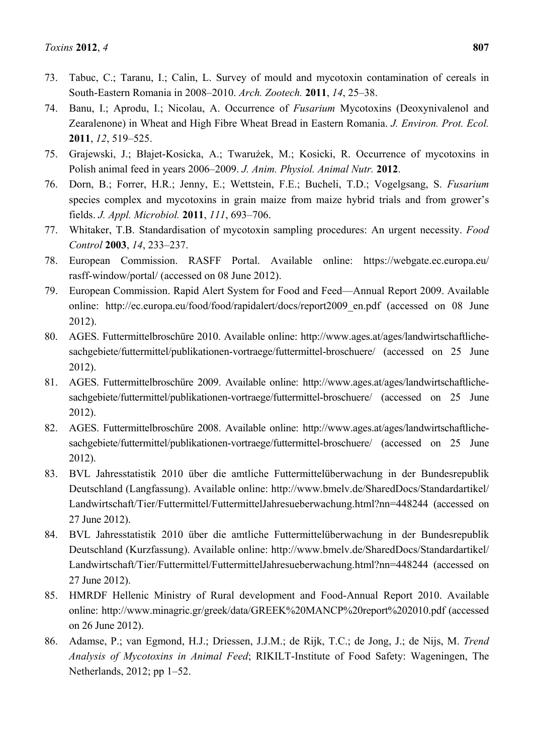73. Tabuc, C.; Taranu, I.; Calin, L. Survey of mould and mycotoxin contamination of cereals in South-Eastern Romania in 2008–2010. *Arch. Zootech.* **2011**, *14*, 25–38.
74. Banu, I.; Aprodu, I.; Nicolau, A. Occurrence of *Fusarium* Mycotoxins (Deoxynivalenol and Zearalenone) in Wheat and High Fibre Wheat Bread in Eastern Romania. *J. Environ. Prot. Ecol.* **2011**, *12*, 519–525.
75. Grajewski, J.; Błajet-Kosicka, A.; Twarużek, M.; Kosicki, R. Occurrence of mycotoxins in Polish animal feed in years 2006–2009. *J. Anim. Physiol. Animal Nutr.* **2012**.
76. Dorn, B.; Forrer, H.R.; Jenny, E.; Wettstein, F.E.; Bucheli, T.D.; Vogelgsang, S. *Fusarium* species complex and mycotoxins in grain maize from maize hybrid trials and from grower's fields. *J. Appl. Microbiol.* **2011**, *111*, 693–706.
77. Whitaker, T.B. Standardisation of mycotoxin sampling procedures: An urgent necessity. *Food Control* **2003**, *14*, 233–237.
78. European Commission. RASFF Portal. Available online: https://webgate.ec.europa.eu/rasff-window/portal/ (accessed on 08 June 2012).
79. European Commission. Rapid Alert System for Food and Feed—Annual Report 2009. Available online: http://ec.europa.eu/food/food/rapidalert/docs/report2009_en.pdf (accessed on 08 June 2012).
80. AGES. Futtermittelbroschüre 2010. Available online: http://www.ages.at/ages/landwirtschaftliche-sachgebiete/futtermittel/publikationen-vortraege/futtermittel-broschuere/ (accessed on 25 June 2012).
81. AGES. Futtermittelbroschüre 2009. Available online: http://www.ages.at/ages/landwirtschaftliche-sachgebiete/futtermittel/publikationen-vortraege/futtermittel-broschuere/ (accessed on 25 June 2012).
82. AGES. Futtermittelbroschüre 2008. Available online: http://www.ages.at/ages/landwirtschaftliche-sachgebiete/futtermittel/publikationen-vortraege/futtermittel-broschuere/ (accessed on 25 June 2012).
83. BVL Jahresstatistik 2010 über die amtliche Futtermittelüberwachung in der Bundesrepublik Deutschland (Langfassung). Available online: http://www.bmelv.de/SharedDocs/Standardartikel/Landwirtschaft/Tier/Futtermittel/FuttermittelJahresueberwachung.html?nn=448244 (accessed on 27 June 2012).
84. BVL Jahresstatistik 2010 über die amtliche Futtermittelüberwachung in der Bundesrepublik Deutschland (Kurzfassung). Available online: http://www.bmelv.de/SharedDocs/Standardartikel/Landwirtschaft/Tier/Futtermittel/FuttermittelJahresueberwachung.html?nn=448244 (accessed on 27 June 2012).
85. HMRDF Hellenic Ministry of Rural development and Food-Annual Report 2010. Available online: http://www.minagric.gr/greek/data/GREEK%20MANCP%20report%202010.pdf (accessed on 26 June 2012).
86. Adamse, P.; van Egmond, H.J.; Driessen, J.J.M.; de Rijk, T.C.; de Jong, J.; de Nijs, M. *Trend Analysis of Mycotoxins in Animal Feed*; RIKILT-Institute of Food Safety: Wageningen, The Netherlands, 2012; pp 1–52.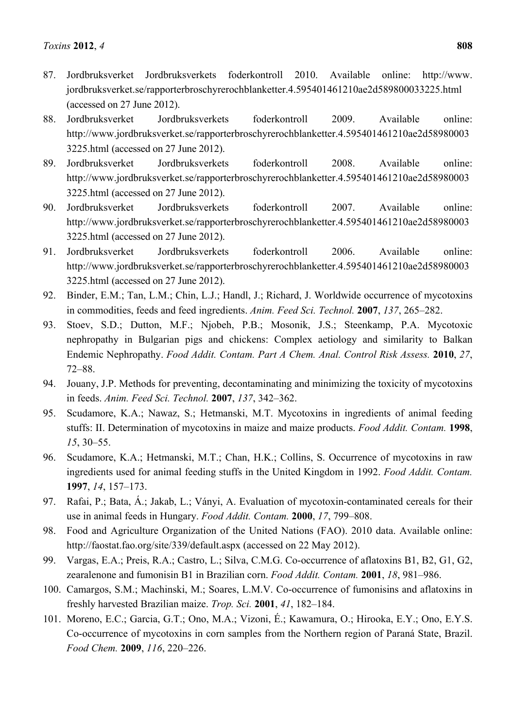87. Jordbruksverket Jordbruksverkets foderkontroll 2010. Available online: http://www.jordbruksverket.se/rapporterbroschyrerochblanketter.4.595401461210ae2d589800033225.html (accessed on 27 June 2012).
88. Jordbruksverket Jordbruksverkets foderkontroll 2009. Available online: http://www.jordbruksverket.se/rapporterbroschyrerochblanketter.4.595401461210ae2d589800033225.html (accessed on 27 June 2012).
89. Jordbruksverket Jordbruksverkets foderkontroll 2008. Available online: http://www.jordbruksverket.se/rapporterbroschyrerochblanketter.4.595401461210ae2d589800033225.html (accessed on 27 June 2012).
90. Jordbruksverket Jordbruksverkets foderkontroll 2007. Available online: http://www.jordbruksverket.se/rapporterbroschyrerochblanketter.4.595401461210ae2d589800033225.html (accessed on 27 June 2012).
91. Jordbruksverket Jordbruksverkets foderkontroll 2006. Available online: http://www.jordbruksverket.se/rapporterbroschyrerochblanketter.4.595401461210ae2d589800033225.html (accessed on 27 June 2012).
92. Binder, E.M.; Tan, L.M.; Chin, L.J.; Handl, J.; Richard, J. Worldwide occurrence of mycotoxins in commodities, feeds and feed ingredients. *Anim. Feed Sci. Technol.* **2007**, *137*, 265–282.
93. Stoev, S.D.; Dutton, M.F.; Njobeh, P.B.; Mosonik, J.S.; Steenkamp, P.A. Mycotoxic nephropathy in Bulgarian pigs and chickens: Complex aetiology and similarity to Balkan Endemic Nephropathy. *Food Addit. Contam. Part A Chem. Anal. Control Risk Assess.* **2010**, *27*, 72–88.
94. Jouany, J.P. Methods for preventing, decontaminating and minimizing the toxicity of mycotoxins in feeds. *Anim. Feed Sci. Technol.* **2007**, *137*, 342–362.
95. Scudamore, K.A.; Nawaz, S.; Hetmanski, M.T. Mycotoxins in ingredients of animal feeding stuffs: II. Determination of mycotoxins in maize and maize products. *Food Addit. Contam.* **1998**, *15*, 30–55.
96. Scudamore, K.A.; Hetmanski, M.T.; Chan, H.K.; Collins, S. Occurrence of mycotoxins in raw ingredients used for animal feeding stuffs in the United Kingdom in 1992. *Food Addit. Contam.* **1997**, *14*, 157–173.
97. Rafai, P.; Bata, Á.; Jakab, L.; Ványi, A. Evaluation of mycotoxin-contaminated cereals for their use in animal feeds in Hungary. *Food Addit. Contam.* **2000**, *17*, 799–808.
98. Food and Agriculture Organization of the United Nations (FAO). 2010 data. Available online: http://faostat.fao.org/site/339/default.aspx (accessed on 22 May 2012).
99. Vargas, E.A.; Preis, R.A.; Castro, L.; Silva, C.M.G. Co-occurrence of aflatoxins B1, B2, G1, G2, zearalenone and fumonisin B1 in Brazilian corn. *Food Addit. Contam.* **2001**, *18*, 981–986.
100. Camargos, S.M.; Machinski, M.; Soares, L.M.V. Co-occurrence of fumonisins and aflatoxins in freshly harvested Brazilian maize. *Trop. Sci.* **2001**, *41*, 182–184.
101. Moreno, E.C.; Garcia, G.T.; Ono, M.A.; Vizoni, É.; Kawamura, O.; Hirooka, E.Y.; Ono, E.Y.S. Co-occurrence of mycotoxins in corn samples from the Northern region of Paraná State, Brazil. *Food Chem.* **2009**, *116*, 220–226.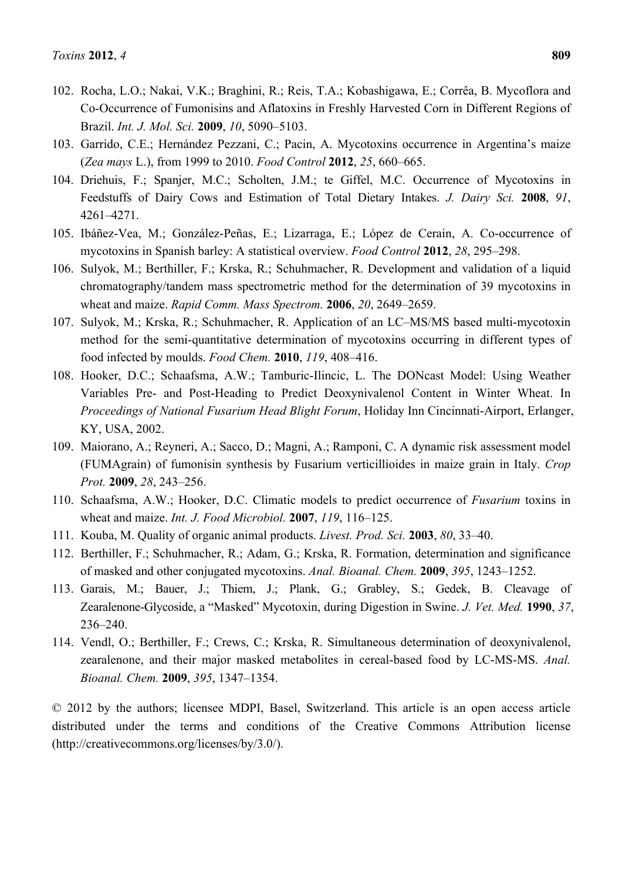102. Rocha, L.O.; Nakai, V.K.; Braghini, R.; Reis, T.A.; Kobashigawa, E.; Corrêa, B. Mycoflora and Co-Occurrence of Fumonisins and Aflatoxins in Freshly Harvested Corn in Different Regions of Brazil. *Int. J. Mol. Sci.* **2009**, *10*, 5090–5103.
103. Garrido, C.E.; Hernández Pezzani, C.; Pacin, A. Mycotoxins occurrence in Argentina's maize (*Zea mays* L.), from 1999 to 2010. *Food Control* **2012**, *25*, 660–665.
104. Driehuis, F.; Spanjer, M.C.; Scholten, J.M.; te Giffel, M.C. Occurrence of Mycotoxins in Feedstuffs of Dairy Cows and Estimation of Total Dietary Intakes. *J. Dairy Sci.* **2008**, *91*, 4261–4271.
105. Ibáñez-Vea, M.; González-Peñas, E.; Lizarraga, E.; López de Cerain, A. Co-occurrence of mycotoxins in Spanish barley: A statistical overview. *Food Control* **2012**, *28*, 295–298.
106. Sulyok, M.; Berthiller, F.; Krska, R.; Schuhmacher, R. Development and validation of a liquid chromatography/tandem mass spectrometric method for the determination of 39 mycotoxins in wheat and maize. *Rapid Comm. Mass Spectrom.* **2006**, *20*, 2649–2659.
107. Sulyok, M.; Krska, R.; Schuhmacher, R. Application of an LC–MS/MS based multi-mycotoxin method for the semi-quantitative determination of mycotoxins occurring in different types of food infected by moulds. *Food Chem.* **2010**, *119*, 408–416.
108. Hooker, D.C.; Schaafsma, A.W.; Tamburic-Ilincic, L. The DONcast Model: Using Weather Variables Pre- and Post-Heading to Predict Deoxynivalenol Content in Winter Wheat. In *Proceedings of National Fusarium Head Blight Forum*, Holiday Inn Cincinnati-Airport, Erlanger, KY, USA, 2002.
109. Maiorano, A.; Reyneri, A.; Sacco, D.; Magni, A.; Ramponi, C. A dynamic risk assessment model (FUMAgrain) of fumonisin synthesis by Fusarium verticillioides in maize grain in Italy. *Crop Prot.* **2009**, *28*, 243–256.
110. Schaafsma, A.W.; Hooker, D.C. Climatic models to predict occurrence of *Fusarium* toxins in wheat and maize. *Int. J. Food Microbiol.* **2007**, *119*, 116–125.
111. Kouba, M. Quality of organic animal products. *Livest. Prod. Sci.* **2003**, *80*, 33–40.
112. Berthiller, F.; Schuhmacher, R.; Adam, G.; Krska, R. Formation, determination and significance of masked and other conjugated mycotoxins. *Anal. Bioanal. Chem.* **2009**, *395*, 1243–1252.
113. Garais, M.; Bauer, J.; Thiem, J.; Plank, G.; Grabley, S.; Gedek, B. Cleavage of Zearalenone-Glycoside, a "Masked" Mycotoxin, during Digestion in Swine. *J. Vet. Med.* **1990**, *37*, 236–240.
114. Vendl, O.; Berthiller, F.; Crews, C.; Krska, R. Simultaneous determination of deoxynivalenol, zearalenone, and their major masked metabolites in cereal-based food by LC-MS-MS. *Anal. Bioanal. Chem.* **2009**, *395*, 1347–1354.

© 2012 by the authors; licensee MDPI, Basel, Switzerland. This article is an open access article distributed under the terms and conditions of the Creative Commons Attribution license (http://creativecommons.org/licenses/by/3.0/).